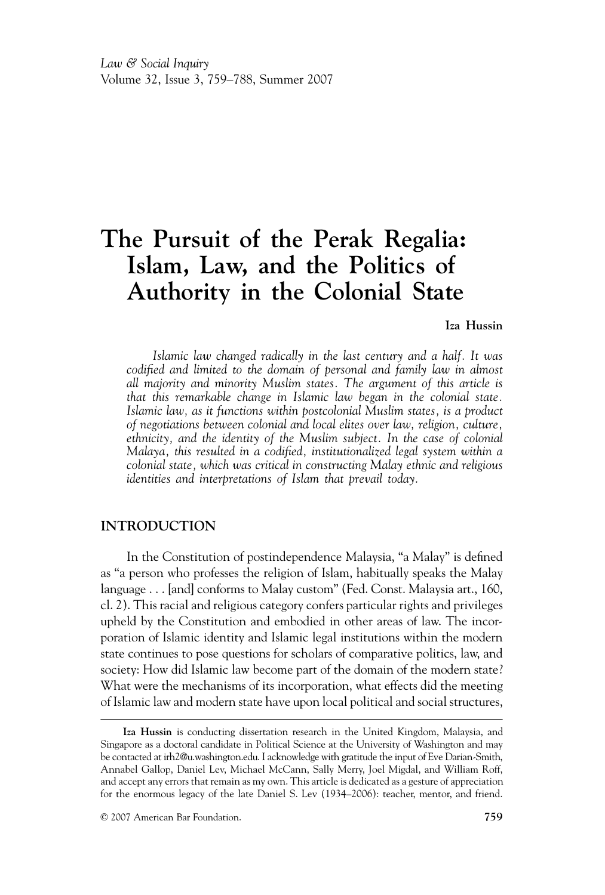# The Pursuit of the Perak Regalia: Islam, Law, and the Politics of Authority in the Colonial State

**Iza Hussin**

*Islamic law changed radically in the last century and a half. It was codified and limited to the domain of personal and family law in almost all majority and minority Muslim states. The argument of this article is that this remarkable change in Islamic law began in the colonial state. Islamic law, as it functions within postcolonial Muslim states, is a product of negotiations between colonial and local elites over law, religion, culture, ethnicity, and the identity of the Muslim subject. In the case of colonial Malaya, this resulted in a codified, institutionalized legal system within a colonial state, which was critical in constructing Malay ethnic and religious identities and interpretations of Islam that prevail today.*

## INTRODUCTION

In the Constitution of postindependence Malaysia, "a Malay" is defined as "a person who professes the religion of Islam, habitually speaks the Malay language . . . [and] conforms to Malay custom" (Fed. Const. Malaysia art., 160, cl. 2). This racial and religious category confers particular rights and privileges upheld by the Constitution and embodied in other areas of law. The incorporation of Islamic identity and Islamic legal institutions within the modern state continues to pose questions for scholars of comparative politics, law, and society: How did Islamic law become part of the domain of the modern state? What were the mechanisms of its incorporation, what effects did the meeting of Islamic law and modern state have upon local political and social structures,

---

**Iza Hussin** is conducting dissertation research in the United Kingdom, Malaysia, and Singapore as a doctoral candidate in Political Science at the University of Washington and may be contacted at irh2@u.washington.edu. I acknowledge with gratitude the input of Eve Darian-Smith, Annabel Gallop, Daniel Lev, Michael McCann, Sally Merry, Joel Migdal, and William Roff, and accept any errors that remain as my own. This article is dedicated as a gesture of appreciation for the enormous legacy of the late Daniel S. Lev (1934–2006): teacher, mentor, and friend.

© 2007 American Bar Foundation.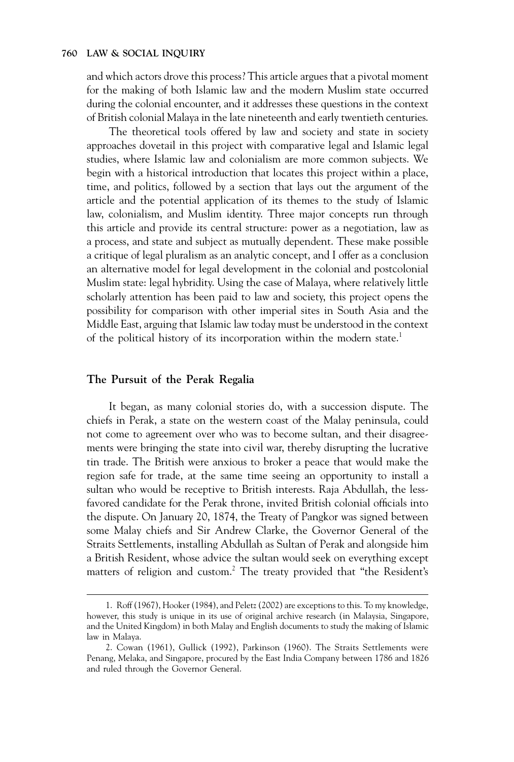and which actors drove this process? This article argues that a pivotal moment for the making of both Islamic law and the modern Muslim state occurred during the colonial encounter, and it addresses these questions in the context of British colonial Malaya in the late nineteenth and early twentieth centuries.

The theoretical tools offered by law and society and state in society approaches dovetail in this project with comparative legal and Islamic legal studies, where Islamic law and colonialism are more common subjects. We begin with a historical introduction that locates this project within a place, time, and politics, followed by a section that lays out the argument of the article and the potential application of its themes to the study of Islamic law, colonialism, and Muslim identity. Three major concepts run through this article and provide its central structure: power as a negotiation, law as a process, and state and subject as mutually dependent. These make possible a critique of legal pluralism as an analytic concept, and I offer as a conclusion an alternative model for legal development in the colonial and postcolonial Muslim state: legal hybridity. Using the case of Malaya, where relatively little scholarly attention has been paid to law and society, this project opens the possibility for comparison with other imperial sites in South Asia and the Middle East, arguing that Islamic law today must be understood in the context of the political history of its incorporation within the modern state.[1]

## The Pursuit of the Perak Regalia

It began, as many colonial stories do, with a succession dispute. The chiefs in Perak, a state on the western coast of the Malay peninsula, could not come to agreement over who was to become sultan, and their disagreements were bringing the state into civil war, thereby disrupting the lucrative tin trade. The British were anxious to broker a peace that would make the region safe for trade, at the same time seeing an opportunity to install a sultan who would be receptive to British interests. Raja Abdullah, the less-favored candidate for the Perak throne, invited British colonial officials into the dispute. On January 20, 1874, the Treaty of Pangkor was signed between some Malay chiefs and Sir Andrew Clarke, the Governor General of the Straits Settlements, installing Abdullah as Sultan of Perak and alongside him a British Resident, whose advice the sultan would seek on everything except matters of religion and custom.[2] The treaty provided that "the Resident's

1. Roff (1967), Hooker (1984), and Peletz (2002) are exceptions to this. To my knowledge, however, this study is unique in its use of original archive research (in Malaysia, Singapore, and the United Kingdom) in both Malay and English documents to study the making of Islamic law in Malaya.

2. Cowan (1961), Gullick (1992), Parkinson (1960). The Straits Settlements were Penang, Melaka, and Singapore, procured by the East India Company between 1786 and 1826 and ruled through the Governor General.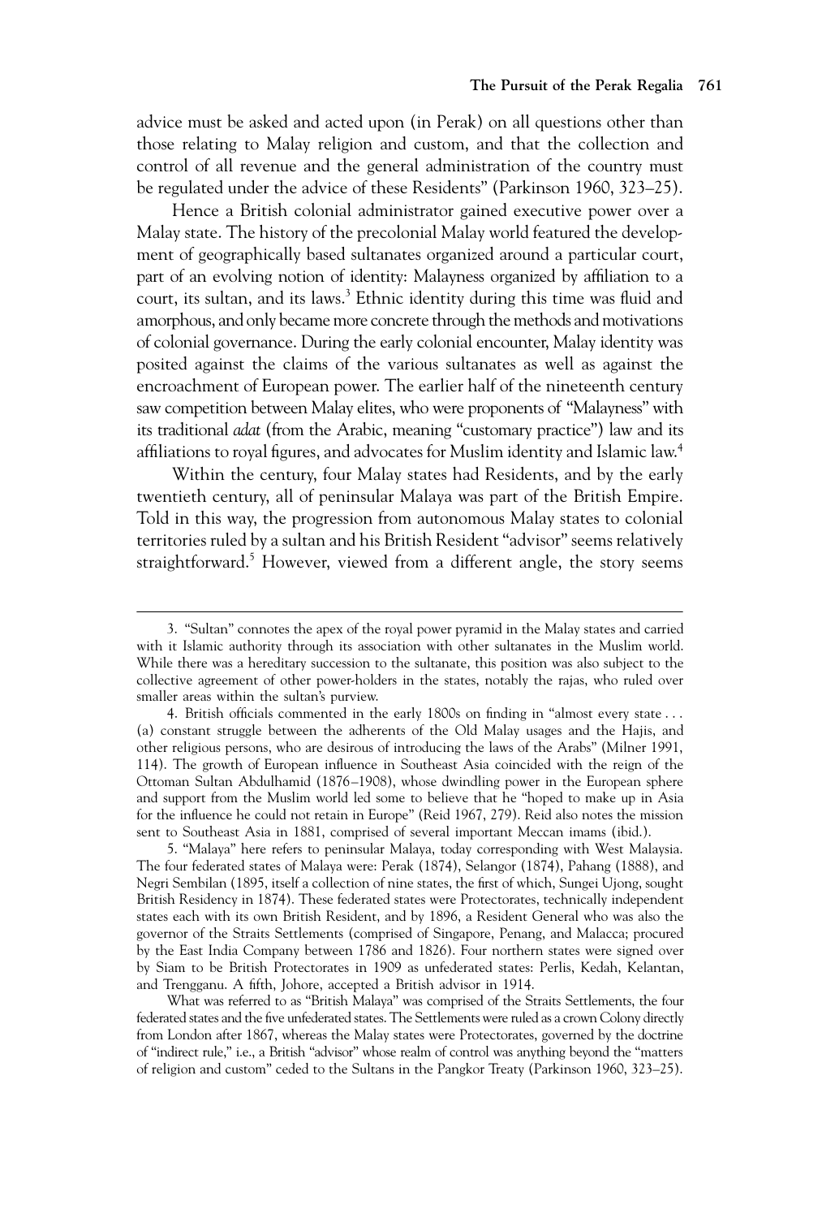advice must be asked and acted upon (in Perak) on all questions other than those relating to Malay religion and custom, and that the collection and control of all revenue and the general administration of the country must be regulated under the advice of these Residents" (Parkinson 1960, 323–25).

Hence a British colonial administrator gained executive power over a Malay state. The history of the precolonial Malay world featured the development of geographically based sultanates organized around a particular court, part of an evolving notion of identity: Malayness organized by affiliation to a court, its sultan, and its laws.[3] Ethnic identity during this time was fluid and amorphous, and only became more concrete through the methods and motivations of colonial governance. During the early colonial encounter, Malay identity was posited against the claims of the various sultanates as well as against the encroachment of European power. The earlier half of the nineteenth century saw competition between Malay elites, who were proponents of "Malayness" with its traditional *adat* (from the Arabic, meaning "customary practice") law and its affiliations to royal figures, and advocates for Muslim identity and Islamic law.[4]

Within the century, four Malay states had Residents, and by the early twentieth century, all of peninsular Malaya was part of the British Empire. Told in this way, the progression from autonomous Malay states to colonial territories ruled by a sultan and his British Resident "advisor" seems relatively straightforward.[5] However, viewed from a different angle, the story seems

---

3. "Sultan" connotes the apex of the royal power pyramid in the Malay states and carried with it Islamic authority through its association with other sultanates in the Muslim world. While there was a hereditary succession to the sultanate, this position was also subject to the collective agreement of other power-holders in the states, notably the rajas, who ruled over smaller areas within the sultan's purview.

4. British officials commented in the early 1800s on finding in "almost every state . . . (a) constant struggle between the adherents of the Old Malay usages and the Hajis, and other religious persons, who are desirous of introducing the laws of the Arabs" (Milner 1991, 114). The growth of European influence in Southeast Asia coincided with the reign of the Ottoman Sultan Abdulhamid (1876–1908), whose dwindling power in the European sphere and support from the Muslim world led some to believe that he "hoped to make up in Asia for the influence he could not retain in Europe" (Reid 1967, 279). Reid also notes the mission sent to Southeast Asia in 1881, comprised of several important Meccan imams (ibid.).

5. "Malaya" here refers to peninsular Malaya, today corresponding with West Malaysia. The four federated states of Malaya were: Perak (1874), Selangor (1874), Pahang (1888), and Negri Sembilan (1895, itself a collection of nine states, the first of which, Sungei Ujong, sought British Residency in 1874). These federated states were Protectorates, technically independent states each with its own British Resident, and by 1896, a Resident General who was also the governor of the Straits Settlements (comprised of Singapore, Penang, and Malacca; procured by the East India Company between 1786 and 1826). Four northern states were signed over by Siam to be British Protectorates in 1909 as unfederated states: Perlis, Kedah, Kelantan, and Trengganu. A fifth, Johore, accepted a British advisor in 1914.

What was referred to as "British Malaya" was comprised of the Straits Settlements, the four federated states and the five unfederated states. The Settlements were ruled as a crown Colony directly from London after 1867, whereas the Malay states were Protectorates, governed by the doctrine of "indirect rule," i.e., a British "advisor" whose realm of control was anything beyond the "matters of religion and custom" ceded to the Sultans in the Pangkor Treaty (Parkinson 1960, 323–25).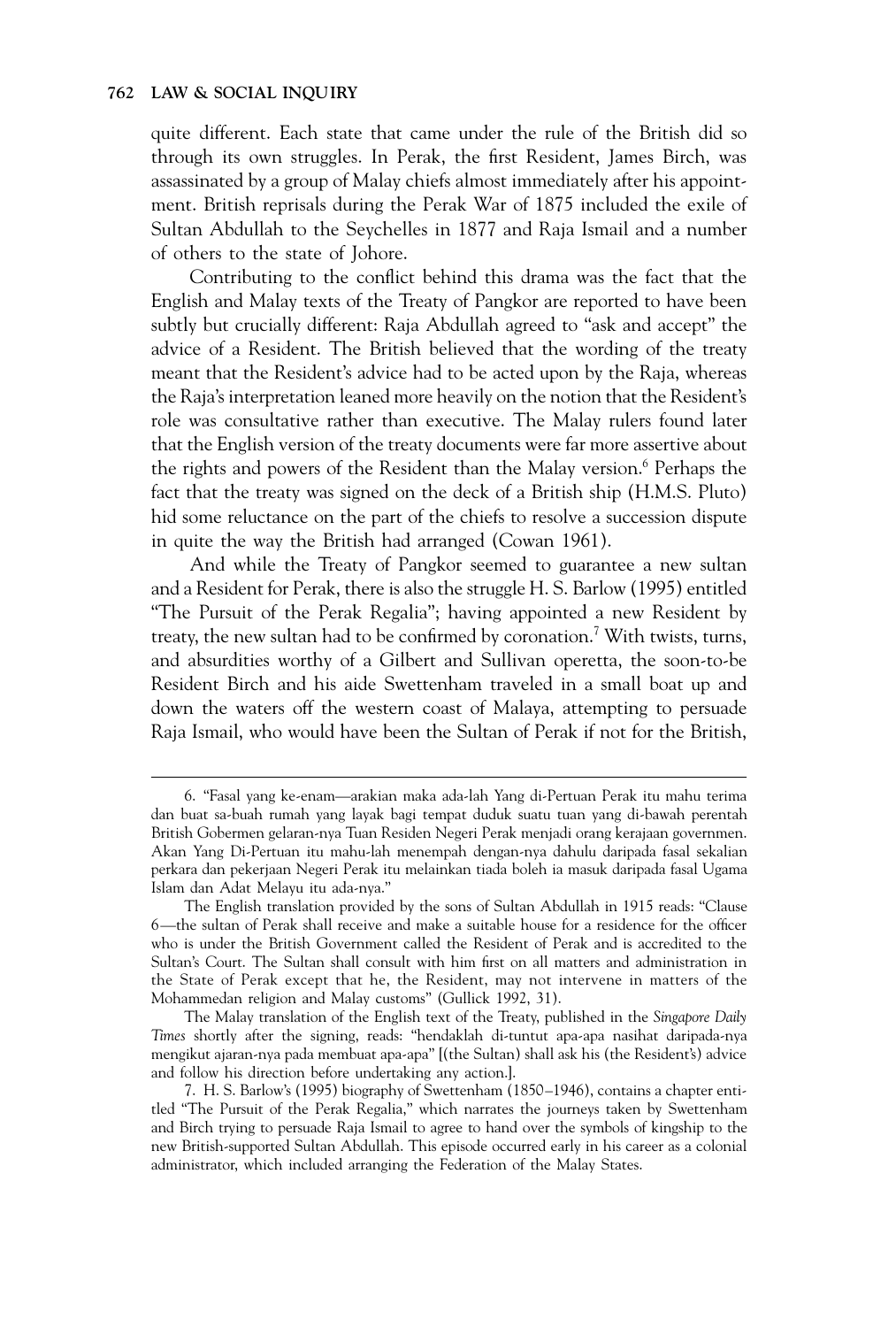quite different. Each state that came under the rule of the British did so through its own struggles. In Perak, the first Resident, James Birch, was assassinated by a group of Malay chiefs almost immediately after his appointment. British reprisals during the Perak War of 1875 included the exile of Sultan Abdullah to the Seychelles in 1877 and Raja Ismail and a number of others to the state of Johore.

Contributing to the conflict behind this drama was the fact that the English and Malay texts of the Treaty of Pangkor are reported to have been subtly but crucially different: Raja Abdullah agreed to "ask and accept" the advice of a Resident. The British believed that the wording of the treaty meant that the Resident's advice had to be acted upon by the Raja, whereas the Raja's interpretation leaned more heavily on the notion that the Resident's role was consultative rather than executive. The Malay rulers found later that the English version of the treaty documents were far more assertive about the rights and powers of the Resident than the Malay version.[6] Perhaps the fact that the treaty was signed on the deck of a British ship (H.M.S. Pluto) hid some reluctance on the part of the chiefs to resolve a succession dispute in quite the way the British had arranged (Cowan 1961).

And while the Treaty of Pangkor seemed to guarantee a new sultan and a Resident for Perak, there is also the struggle H. S. Barlow (1995) entitled "The Pursuit of the Perak Regalia"; having appointed a new Resident by treaty, the new sultan had to be confirmed by coronation.[7] With twists, turns, and absurdities worthy of a Gilbert and Sullivan operetta, the soon-to-be Resident Birch and his aide Swettenham traveled in a small boat up and down the waters off the western coast of Malaya, attempting to persuade Raja Ismail, who would have been the Sultan of Perak if not for the British,

---

6. "Fasal yang ke-enam—arakian maka ada-lah Yang di-Pertuan Perak itu mahu terima dan buat sa-buah rumah yang layak bagi tempat duduk suatu tuan yang di-bawah perentah British Gobermen gelaran-nya Tuan Residen Negeri Perak menjadi orang kerajaan governmen. Akan Yang Di-Pertuan itu mahu-lah menempah dengan-nya dahulu daripada fasal sekalian perkara dan pekerjaan Negeri Perak itu melainkan tiada boleh ia masuk daripada fasal Ugama Islam dan Adat Melayu itu ada-nya."

The English translation provided by the sons of Sultan Abdullah in 1915 reads: "Clause 6—the sultan of Perak shall receive and make a suitable house for a residence for the officer who is under the British Government called the Resident of Perak and is accredited to the Sultan's Court. The Sultan shall consult with him first on all matters and administration in the State of Perak except that he, the Resident, may not intervene in matters of the Mohammedan religion and Malay customs" (Gullick 1992, 31).

The Malay translation of the English text of the Treaty, published in the *Singapore Daily Times* shortly after the signing, reads: "hendaklah di-tuntut apa-apa nasihat daripada-nya mengikut ajaran-nya pada membuat apa-apa" [(the Sultan) shall ask his (the Resident's) advice and follow his direction before undertaking any action.].

7. H. S. Barlow's (1995) biography of Swettenham (1850–1946), contains a chapter entitled "The Pursuit of the Perak Regalia," which narrates the journeys taken by Swettenham and Birch trying to persuade Raja Ismail to agree to hand over the symbols of kingship to the new British-supported Sultan Abdullah. This episode occurred early in his career as a colonial administrator, which included arranging the Federation of the Malay States.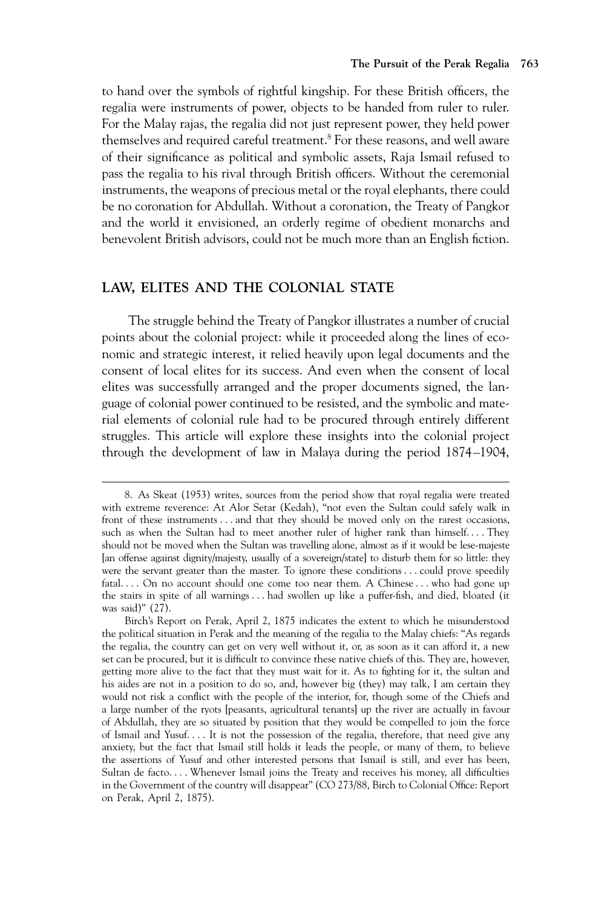to hand over the symbols of rightful kingship. For these British officers, the regalia were instruments of power, objects to be handed from ruler to ruler. For the Malay rajas, the regalia did not just represent power, they held power themselves and required careful treatment.[8] For these reasons, and well aware of their significance as political and symbolic assets, Raja Ismail refused to pass the regalia to his rival through British officers. Without the ceremonial instruments, the weapons of precious metal or the royal elephants, there could be no coronation for Abdullah. Without a coronation, the Treaty of Pangkor and the world it envisioned, an orderly regime of obedient monarchs and benevolent British advisors, could not be much more than an English fiction.

## LAW, ELITES AND THE COLONIAL STATE

The struggle behind the Treaty of Pangkor illustrates a number of crucial points about the colonial project: while it proceeded along the lines of economic and strategic interest, it relied heavily upon legal documents and the consent of local elites for its success. And even when the consent of local elites was successfully arranged and the proper documents signed, the language of colonial power continued to be resisted, and the symbolic and material elements of colonial rule had to be procured through entirely different struggles. This article will explore these insights into the colonial project through the development of law in Malaya during the period 1874–1904,

---

8. As Skeat (1953) writes, sources from the period show that royal regalia were treated with extreme reverence: At Alor Setar (Kedah), "not even the Sultan could safely walk in front of these instruments . . . and that they should be moved only on the rarest occasions, such as when the Sultan had to meet another ruler of higher rank than himself. . . . They should not be moved when the Sultan was travelling alone, almost as if it would be lese-majeste [an offense against dignity/majesty, usually of a sovereign/state] to disturb them for so little: they were the servant greater than the master. To ignore these conditions . . . could prove speedily fatal. . . . On no account should one come too near them. A Chinese . . . who had gone up the stairs in spite of all warnings . . . had swollen up like a puffer-fish, and died, bloated (it was said)" (27).

Birch's Report on Perak, April 2, 1875 indicates the extent to which he misunderstood the political situation in Perak and the meaning of the regalia to the Malay chiefs: "As regards the regalia, the country can get on very well without it, or, as soon as it can afford it, a new set can be procured, but it is difficult to convince these native chiefs of this. They are, however, getting more alive to the fact that they must wait for it. As to fighting for it, the sultan and his aides are not in a position to do so, and, however big (they) may talk, I am certain they would not risk a conflict with the people of the interior, for, though some of the Chiefs and a large number of the ryots [peasants, agricultural tenants] up the river are actually in favour of Abdullah, they are so situated by position that they would be compelled to join the force of Ismail and Yusuf. . . . It is not the possession of the regalia, therefore, that need give any anxiety, but the fact that Ismail still holds it leads the people, or many of them, to believe the assertions of Yusuf and other interested persons that Ismail is still, and ever has been, Sultan de facto. . . . Whenever Ismail joins the Treaty and receives his money, all difficulties in the Government of the country will disappear" (CO 273/88, Birch to Colonial Office: Report on Perak, April 2, 1875).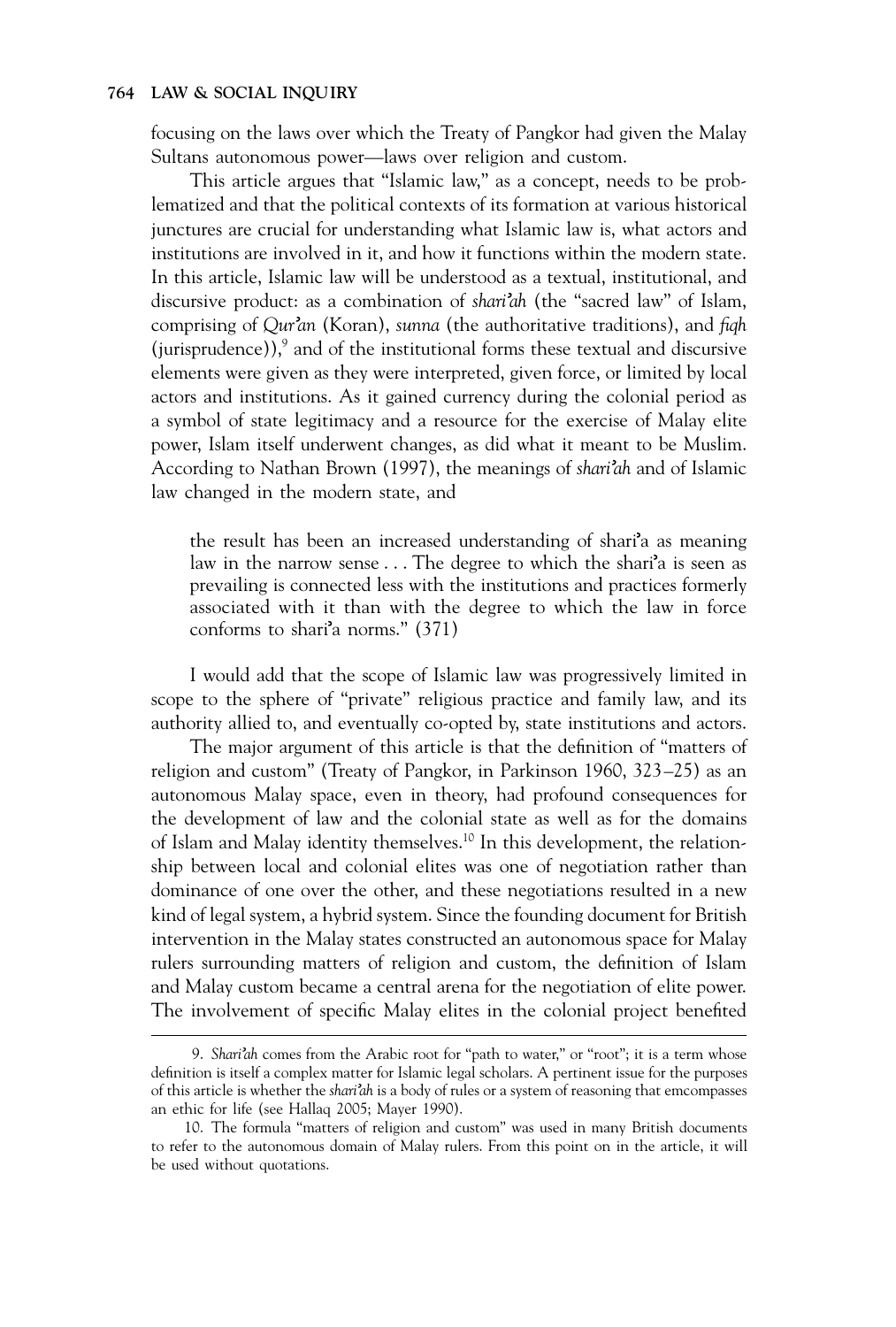focusing on the laws over which the Treaty of Pangkor had given the Malay Sultans autonomous power—laws over religion and custom.

This article argues that "Islamic law," as a concept, needs to be problematized and that the political contexts of its formation at various historical junctures are crucial for understanding what Islamic law is, what actors and institutions are involved in it, and how it functions within the modern state. In this article, Islamic law will be understood as a textual, institutional, and discursive product: as a combination of *shari'ah* (the "sacred law" of Islam, comprising of *Qur'an* (Koran), *sunna* (the authoritative traditions), and *fiqh* (jurisprudence)),[9] and of the institutional forms these textual and discursive elements were given as they were interpreted, given force, or limited by local actors and institutions. As it gained currency during the colonial period as a symbol of state legitimacy and a resource for the exercise of Malay elite power, Islam itself underwent changes, as did what it meant to be Muslim. According to Nathan Brown (1997), the meanings of *shari'ah* and of Islamic law changed in the modern state, and

> the result has been an increased understanding of shari'a as meaning law in the narrow sense . . . The degree to which the shari'a is seen as prevailing is connected less with the institutions and practices formerly associated with it than with the degree to which the law in force conforms to shari'a norms." (371)

I would add that the scope of Islamic law was progressively limited in scope to the sphere of "private" religious practice and family law, and its authority allied to, and eventually co-opted by, state institutions and actors.

The major argument of this article is that the definition of "matters of religion and custom" (Treaty of Pangkor, in Parkinson 1960, 323–25) as an autonomous Malay space, even in theory, had profound consequences for the development of law and the colonial state as well as for the domains of Islam and Malay identity themselves.[10] In this development, the relationship between local and colonial elites was one of negotiation rather than dominance of one over the other, and these negotiations resulted in a new kind of legal system, a hybrid system. Since the founding document for British intervention in the Malay states constructed an autonomous space for Malay rulers surrounding matters of religion and custom, the definition of Islam and Malay custom became a central arena for the negotiation of elite power. The involvement of specific Malay elites in the colonial project benefited

---

9. *Shari'ah* comes from the Arabic root for "path to water," or "root"; it is a term whose definition is itself a complex matter for Islamic legal scholars. A pertinent issue for the purposes of this article is whether the *shari'ah* is a body of rules or a system of reasoning that emcompasses an ethic for life (see Hallaq 2005; Mayer 1990).

10. The formula "matters of religion and custom" was used in many British documents to refer to the autonomous domain of Malay rulers. From this point on in the article, it will be used without quotations.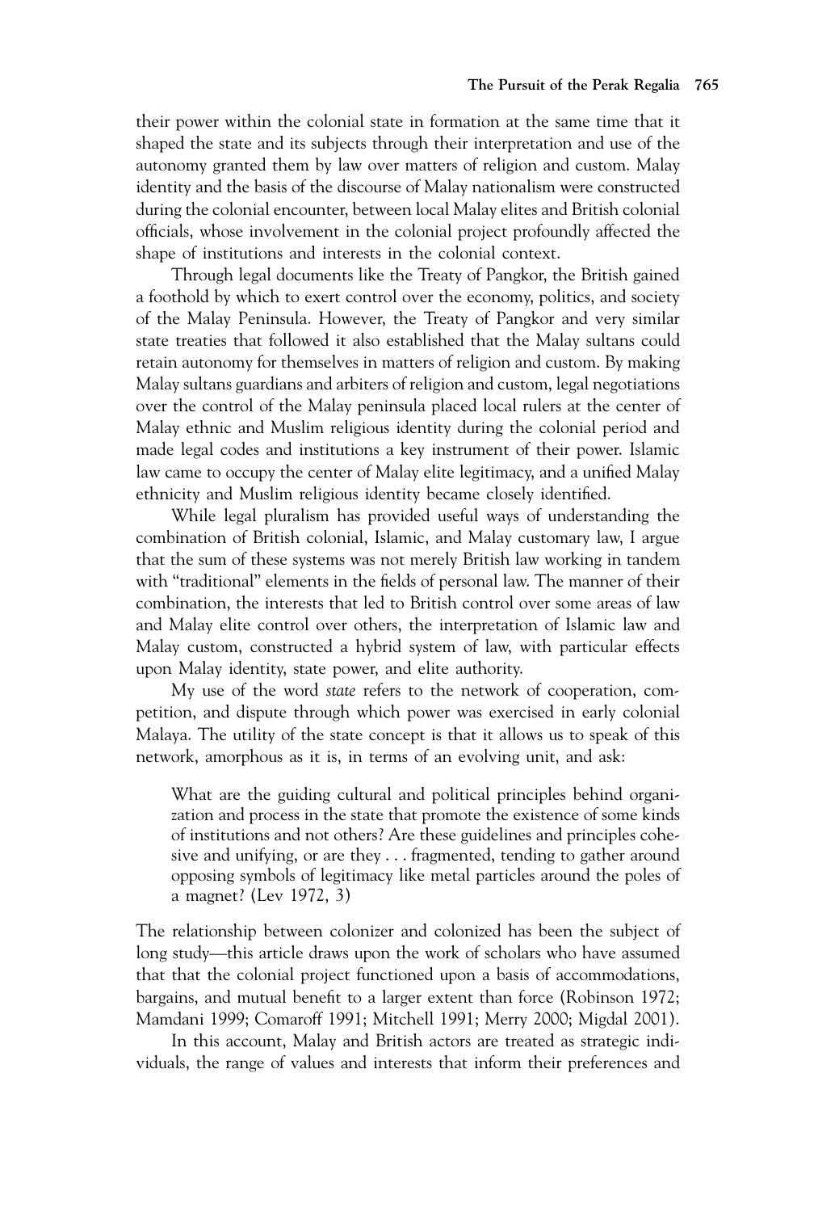their power within the colonial state in formation at the same time that it shaped the state and its subjects through their interpretation and use of the autonomy granted them by law over matters of religion and custom. Malay identity and the basis of the discourse of Malay nationalism were constructed during the colonial encounter, between local Malay elites and British colonial officials, whose involvement in the colonial project profoundly affected the shape of institutions and interests in the colonial context.

Through legal documents like the Treaty of Pangkor, the British gained a foothold by which to exert control over the economy, politics, and society of the Malay Peninsula. However, the Treaty of Pangkor and very similar state treaties that followed it also established that the Malay sultans could retain autonomy for themselves in matters of religion and custom. By making Malay sultans guardians and arbiters of religion and custom, legal negotiations over the control of the Malay peninsula placed local rulers at the center of Malay ethnic and Muslim religious identity during the colonial period and made legal codes and institutions a key instrument of their power. Islamic law came to occupy the center of Malay elite legitimacy, and a unified Malay ethnicity and Muslim religious identity became closely identified.

While legal pluralism has provided useful ways of understanding the combination of British colonial, Islamic, and Malay customary law, I argue that the sum of these systems was not merely British law working in tandem with "traditional" elements in the fields of personal law. The manner of their combination, the interests that led to British control over some areas of law and Malay elite control over others, the interpretation of Islamic law and Malay custom, constructed a hybrid system of law, with particular effects upon Malay identity, state power, and elite authority.

My use of the word *state* refers to the network of cooperation, competition, and dispute through which power was exercised in early colonial Malaya. The utility of the state concept is that it allows us to speak of this network, amorphous as it is, in terms of an evolving unit, and ask:

> What are the guiding cultural and political principles behind organization and process in the state that promote the existence of some kinds of institutions and not others? Are these guidelines and principles cohesive and unifying, or are they . . . fragmented, tending to gather around opposing symbols of legitimacy like metal particles around the poles of a magnet? (Lev 1972, 3)

The relationship between colonizer and colonized has been the subject of long study—this article draws upon the work of scholars who have assumed that that the colonial project functioned upon a basis of accommodations, bargains, and mutual benefit to a larger extent than force (Robinson 1972; Mamdani 1999; Comaroff 1991; Mitchell 1991; Merry 2000; Migdal 2001).

In this account, Malay and British actors are treated as strategic individuals, the range of values and interests that inform their preferences and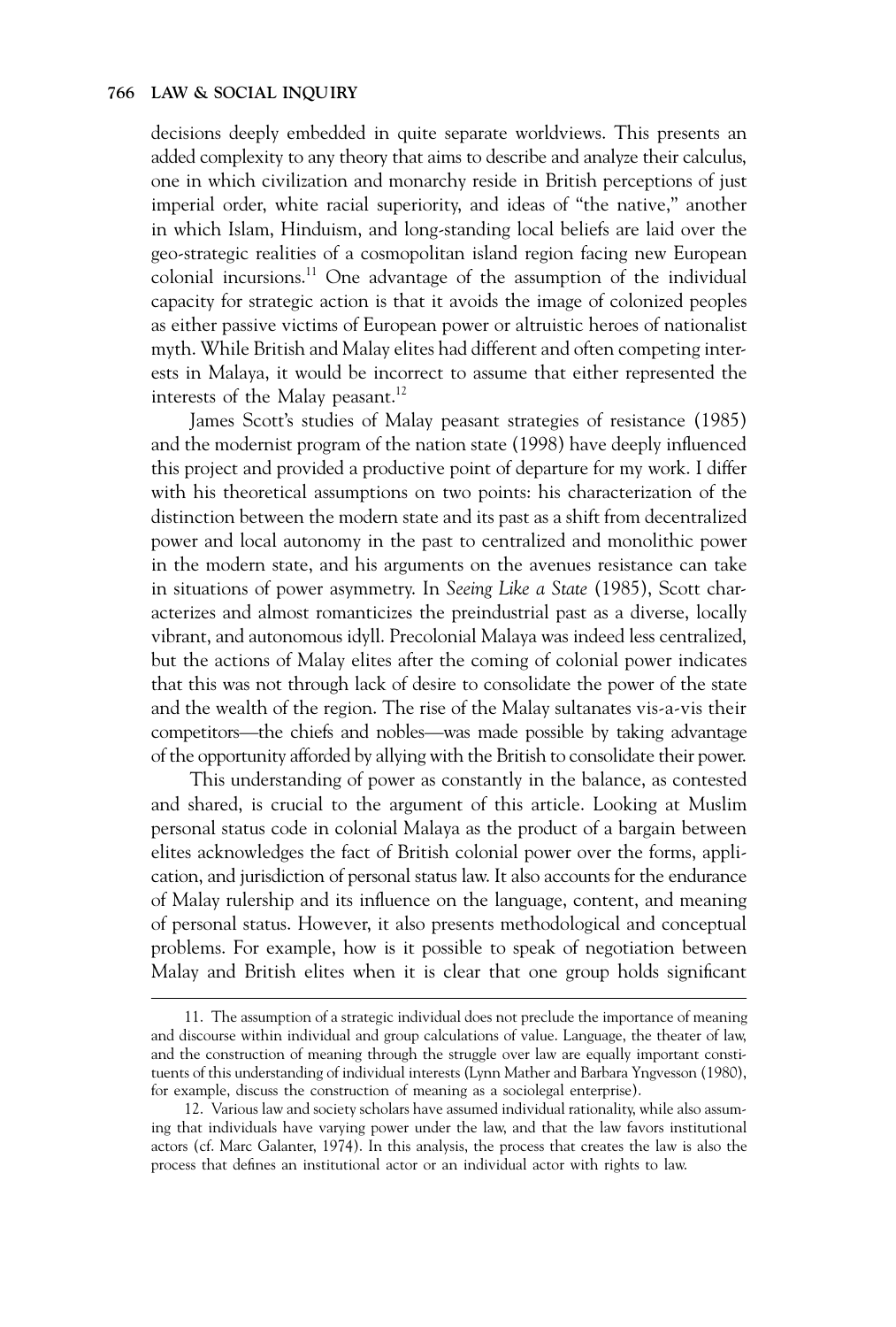decisions deeply embedded in quite separate worldviews. This presents an added complexity to any theory that aims to describe and analyze their calculus, one in which civilization and monarchy reside in British perceptions of just imperial order, white racial superiority, and ideas of "the native," another in which Islam, Hinduism, and long-standing local beliefs are laid over the geo-strategic realities of a cosmopolitan island region facing new European colonial incursions.[11] One advantage of the assumption of the individual capacity for strategic action is that it avoids the image of colonized peoples as either passive victims of European power or altruistic heroes of nationalist myth. While British and Malay elites had different and often competing interests in Malaya, it would be incorrect to assume that either represented the interests of the Malay peasant.[12]

James Scott's studies of Malay peasant strategies of resistance (1985) and the modernist program of the nation state (1998) have deeply influenced this project and provided a productive point of departure for my work. I differ with his theoretical assumptions on two points: his characterization of the distinction between the modern state and its past as a shift from decentralized power and local autonomy in the past to centralized and monolithic power in the modern state, and his arguments on the avenues resistance can take in situations of power asymmetry. In *Seeing Like a State* (1985), Scott characterizes and almost romanticizes the preindustrial past as a diverse, locally vibrant, and autonomous idyll. Precolonial Malaya was indeed less centralized, but the actions of Malay elites after the coming of colonial power indicates that this was not through lack of desire to consolidate the power of the state and the wealth of the region. The rise of the Malay sultanates vis-a-vis their competitors—the chiefs and nobles—was made possible by taking advantage of the opportunity afforded by allying with the British to consolidate their power.

This understanding of power as constantly in the balance, as contested and shared, is crucial to the argument of this article. Looking at Muslim personal status code in colonial Malaya as the product of a bargain between elites acknowledges the fact of British colonial power over the forms, application, and jurisdiction of personal status law. It also accounts for the endurance of Malay rulership and its influence on the language, content, and meaning of personal status. However, it also presents methodological and conceptual problems. For example, how is it possible to speak of negotiation between Malay and British elites when it is clear that one group holds significant

---

11. The assumption of a strategic individual does not preclude the importance of meaning and discourse within individual and group calculations of value. Language, the theater of law, and the construction of meaning through the struggle over law are equally important constituents of this understanding of individual interests (Lynn Mather and Barbara Yngvesson (1980), for example, discuss the construction of meaning as a sociolegal enterprise).

12. Various law and society scholars have assumed individual rationality, while also assuming that individuals have varying power under the law, and that the law favors institutional actors (cf. Marc Galanter, 1974). In this analysis, the process that creates the law is also the process that defines an institutional actor or an individual actor with rights to law.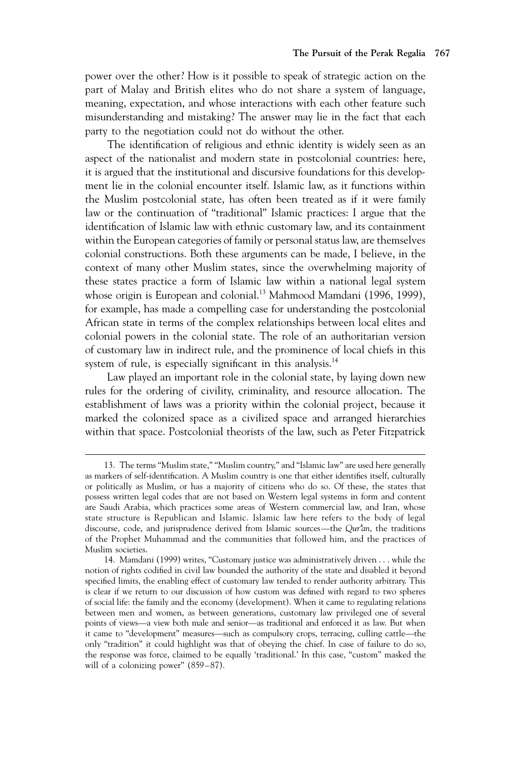power over the other? How is it possible to speak of strategic action on the part of Malay and British elites who do not share a system of language, meaning, expectation, and whose interactions with each other feature such misunderstanding and mistaking? The answer may lie in the fact that each party to the negotiation could not do without the other.

The identification of religious and ethnic identity is widely seen as an aspect of the nationalist and modern state in postcolonial countries: here, it is argued that the institutional and discursive foundations for this development lie in the colonial encounter itself. Islamic law, as it functions within the Muslim postcolonial state, has often been treated as if it were family law or the continuation of "traditional" Islamic practices: I argue that the identification of Islamic law with ethnic customary law, and its containment within the European categories of family or personal status law, are themselves colonial constructions. Both these arguments can be made, I believe, in the context of many other Muslim states, since the overwhelming majority of these states practice a form of Islamic law within a national legal system whose origin is European and colonial.[13] Mahmood Mamdani (1996, 1999), for example, has made a compelling case for understanding the postcolonial African state in terms of the complex relationships between local elites and colonial powers in the colonial state. The role of an authoritarian version of customary law in indirect rule, and the prominence of local chiefs in this system of rule, is especially significant in this analysis.[14]

Law played an important role in the colonial state, by laying down new rules for the ordering of civility, criminality, and resource allocation. The establishment of laws was a priority within the colonial project, because it marked the colonized space as a civilized space and arranged hierarchies within that space. Postcolonial theorists of the law, such as Peter Fitzpatrick

---

13. The terms "Muslim state," "Muslim country," and "Islamic law" are used here generally as markers of self-identification. A Muslim country is one that either identifies itself, culturally or politically as Muslim, or has a majority of citizens who do so. Of these, the states that possess written legal codes that are not based on Western legal systems in form and content are Saudi Arabia, which practices some areas of Western commercial law, and Iran, whose state structure is Republican and Islamic. Islamic law here refers to the body of legal discourse, code, and jurisprudence derived from Islamic sources—the *Qur'an*, the traditions of the Prophet Muhammad and the communities that followed him, and the practices of Muslim societies.

14. Mamdani (1999) writes, "Customary justice was administratively driven . . . while the notion of rights codified in civil law bounded the authority of the state and disabled it beyond specified limits, the enabling effect of customary law tended to render authority arbitrary. This is clear if we return to our discussion of how custom was defined with regard to two spheres of social life: the family and the economy (development). When it came to regulating relations between men and women, as between generations, customary law privileged one of several points of views—a view both male and senior—as traditional and enforced it as law. But when it came to "development" measures—such as compulsory crops, terracing, culling cattle—the only "tradition" it could highlight was that of obeying the chief. In case of failure to do so, the response was force, claimed to be equally 'traditional.' In this case, "custom" masked the will of a colonizing power" (859–87).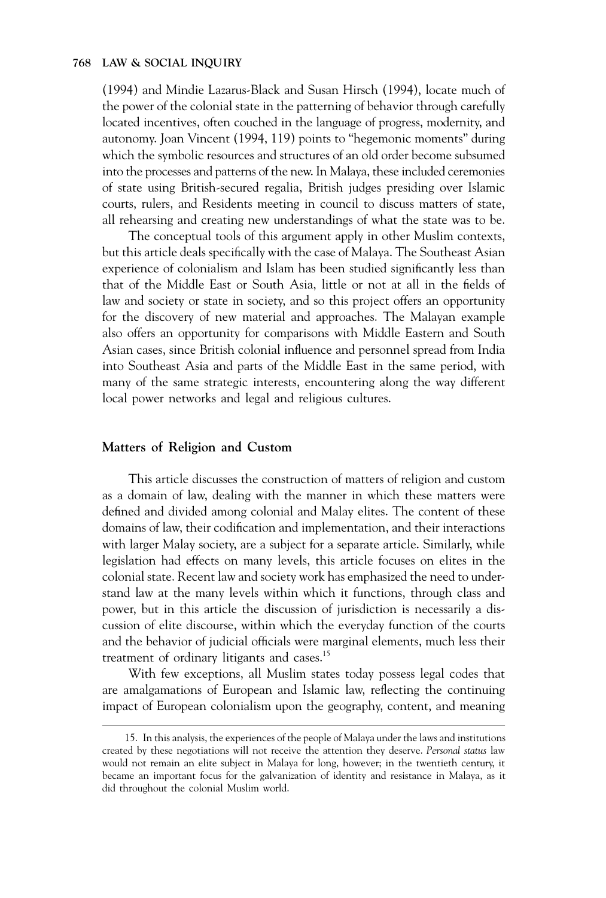(1994) and Mindie Lazarus-Black and Susan Hirsch (1994), locate much of the power of the colonial state in the patterning of behavior through carefully located incentives, often couched in the language of progress, modernity, and autonomy. Joan Vincent (1994, 119) points to "hegemonic moments" during which the symbolic resources and structures of an old order become subsumed into the processes and patterns of the new. In Malaya, these included ceremonies of state using British-secured regalia, British judges presiding over Islamic courts, rulers, and Residents meeting in council to discuss matters of state, all rehearsing and creating new understandings of what the state was to be.

The conceptual tools of this argument apply in other Muslim contexts, but this article deals specifically with the case of Malaya. The Southeast Asian experience of colonialism and Islam has been studied significantly less than that of the Middle East or South Asia, little or not at all in the fields of law and society or state in society, and so this project offers an opportunity for the discovery of new material and approaches. The Malayan example also offers an opportunity for comparisons with Middle Eastern and South Asian cases, since British colonial influence and personnel spread from India into Southeast Asia and parts of the Middle East in the same period, with many of the same strategic interests, encountering along the way different local power networks and legal and religious cultures.

## Matters of Religion and Custom

This article discusses the construction of matters of religion and custom as a domain of law, dealing with the manner in which these matters were defined and divided among colonial and Malay elites. The content of these domains of law, their codification and implementation, and their interactions with larger Malay society, are a subject for a separate article. Similarly, while legislation had effects on many levels, this article focuses on elites in the colonial state. Recent law and society work has emphasized the need to understand law at the many levels within which it functions, through class and power, but in this article the discussion of jurisdiction is necessarily a discussion of elite discourse, within which the everyday function of the courts and the behavior of judicial officials were marginal elements, much less their treatment of ordinary litigants and cases.[15]

With few exceptions, all Muslim states today possess legal codes that are amalgamations of European and Islamic law, reflecting the continuing impact of European colonialism upon the geography, content, and meaning

15. In this analysis, the experiences of the people of Malaya under the laws and institutions created by these negotiations will not receive the attention they deserve. *Personal status* law would not remain an elite subject in Malaya for long, however; in the twentieth century, it became an important focus for the galvanization of identity and resistance in Malaya, as it did throughout the colonial Muslim world.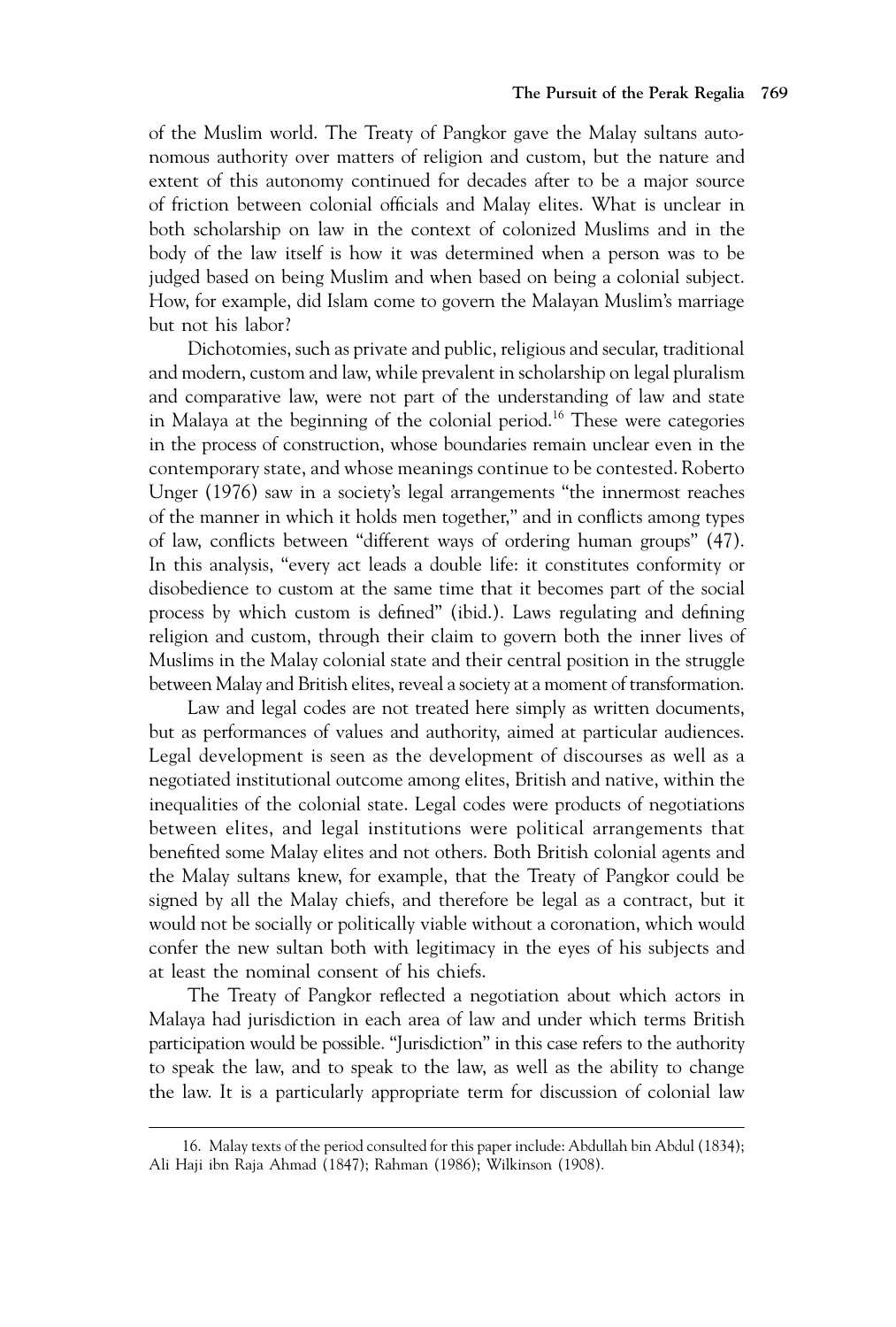of the Muslim world. The Treaty of Pangkor gave the Malay sultans autonomous authority over matters of religion and custom, but the nature and extent of this autonomy continued for decades after to be a major source of friction between colonial officials and Malay elites. What is unclear in both scholarship on law in the context of colonized Muslims and in the body of the law itself is how it was determined when a person was to be judged based on being Muslim and when based on being a colonial subject. How, for example, did Islam come to govern the Malayan Muslim's marriage but not his labor?

Dichotomies, such as private and public, religious and secular, traditional and modern, custom and law, while prevalent in scholarship on legal pluralism and comparative law, were not part of the understanding of law and state in Malaya at the beginning of the colonial period.[16] These were categories in the process of construction, whose boundaries remain unclear even in the contemporary state, and whose meanings continue to be contested. Roberto Unger (1976) saw in a society's legal arrangements "the innermost reaches of the manner in which it holds men together," and in conflicts among types of law, conflicts between "different ways of ordering human groups" (47). In this analysis, "every act leads a double life: it constitutes conformity or disobedience to custom at the same time that it becomes part of the social process by which custom is defined" (ibid.). Laws regulating and defining religion and custom, through their claim to govern both the inner lives of Muslims in the Malay colonial state and their central position in the struggle between Malay and British elites, reveal a society at a moment of transformation.

Law and legal codes are not treated here simply as written documents, but as performances of values and authority, aimed at particular audiences. Legal development is seen as the development of discourses as well as a negotiated institutional outcome among elites, British and native, within the inequalities of the colonial state. Legal codes were products of negotiations between elites, and legal institutions were political arrangements that benefited some Malay elites and not others. Both British colonial agents and the Malay sultans knew, for example, that the Treaty of Pangkor could be signed by all the Malay chiefs, and therefore be legal as a contract, but it would not be socially or politically viable without a coronation, which would confer the new sultan both with legitimacy in the eyes of his subjects and at least the nominal consent of his chiefs.

The Treaty of Pangkor reflected a negotiation about which actors in Malaya had jurisdiction in each area of law and under which terms British participation would be possible. "Jurisdiction" in this case refers to the authority to speak the law, and to speak to the law, as well as the ability to change the law. It is a particularly appropriate term for discussion of colonial law

16. Malay texts of the period consulted for this paper include: Abdullah bin Abdul (1834); Ali Haji ibn Raja Ahmad (1847); Rahman (1986); Wilkinson (1908).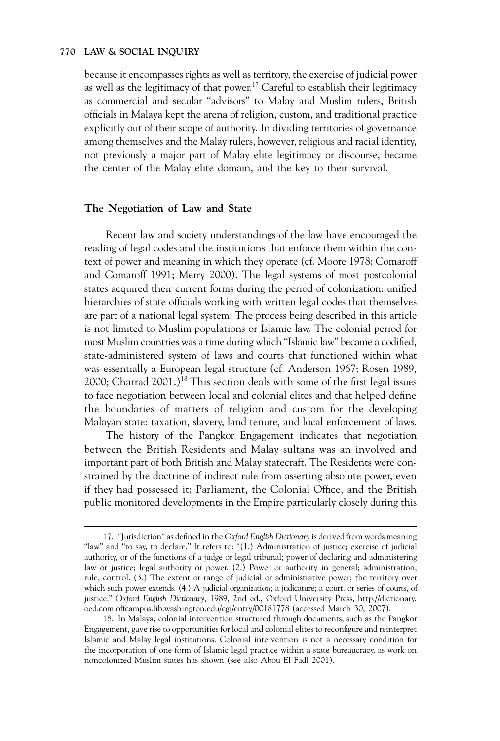because it encompasses rights as well as territory, the exercise of judicial power as well as the legitimacy of that power.[17] Careful to establish their legitimacy as commercial and secular "advisors" to Malay and Muslim rulers, British officials in Malaya kept the arena of religion, custom, and traditional practice explicitly out of their scope of authority. In dividing territories of governance among themselves and the Malay rulers, however, religious and racial identity, not previously a major part of Malay elite legitimacy or discourse, became the center of the Malay elite domain, and the key to their survival.

## The Negotiation of Law and State

Recent law and society understandings of the law have encouraged the reading of legal codes and the institutions that enforce them within the context of power and meaning in which they operate (cf. Moore 1978; Comaroff and Comaroff 1991; Merry 2000). The legal systems of most postcolonial states acquired their current forms during the period of colonization: unified hierarchies of state officials working with written legal codes that themselves are part of a national legal system. The process being described in this article is not limited to Muslim populations or Islamic law. The colonial period for most Muslim countries was a time during which "Islamic law" became a codified, state-administered system of laws and courts that functioned within what was essentially a European legal structure (cf. Anderson 1967; Rosen 1989, 2000; Charrad 2001.)[18] This section deals with some of the first legal issues to face negotiation between local and colonial elites and that helped define the boundaries of matters of religion and custom for the developing Malayan state: taxation, slavery, land tenure, and local enforcement of laws.

The history of the Pangkor Engagement indicates that negotiation between the British Residents and Malay sultans was an involved and important part of both British and Malay statecraft. The Residents were constrained by the doctrine of indirect rule from asserting absolute power, even if they had possessed it; Parliament, the Colonial Office, and the British public monitored developments in the Empire particularly closely during this

---

17. "Jurisdiction" as defined in the *Oxford English Dictionary* is derived from words meaning "law" and "to say, to declare." It refers to: "(1.) Administration of justice; exercise of judicial authority, or of the functions of a judge or legal tribunal; power of declaring and administering law or justice; legal authority or power. (2.) Power or authority in general; administration, rule, control. (3.) The extent or range of judicial or administrative power; the territory over which such power extends. (4.) A judicial organization; a judicature; a court, or series of courts, of justice." *Oxford English Dictionary*, 1989, 2nd ed., Oxford University Press, http://dictionary.oed.com.offcampus.lib.washington.edu/cgi/entry/00181778 (accessed March 30, 2007).

18. In Malaya, colonial intervention structured through documents, such as the Pangkor Engagement, gave rise to opportunities for local and colonial elites to reconfigure and reinterpret Islamic and Malay legal institutions. Colonial intervention is not a necessary condition for the incorporation of one form of Islamic legal practice within a state bureaucracy, as work on noncolonized Muslim states has shown (see also Abou El Fadl 2001).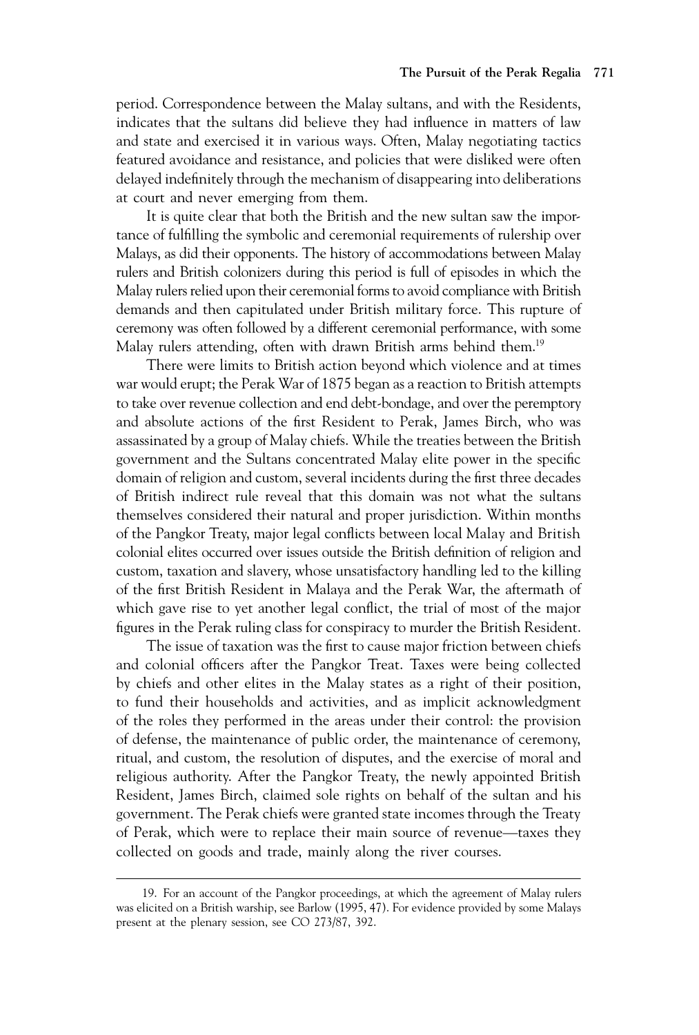period. Correspondence between the Malay sultans, and with the Residents, indicates that the sultans did believe they had influence in matters of law and state and exercised it in various ways. Often, Malay negotiating tactics featured avoidance and resistance, and policies that were disliked were often delayed indefinitely through the mechanism of disappearing into deliberations at court and never emerging from them.

It is quite clear that both the British and the new sultan saw the importance of fulfilling the symbolic and ceremonial requirements of rulership over Malays, as did their opponents. The history of accommodations between Malay rulers and British colonizers during this period is full of episodes in which the Malay rulers relied upon their ceremonial forms to avoid compliance with British demands and then capitulated under British military force. This rupture of ceremony was often followed by a different ceremonial performance, with some Malay rulers attending, often with drawn British arms behind them.[19]

There were limits to British action beyond which violence and at times war would erupt; the Perak War of 1875 began as a reaction to British attempts to take over revenue collection and end debt-bondage, and over the peremptory and absolute actions of the first Resident to Perak, James Birch, who was assassinated by a group of Malay chiefs. While the treaties between the British government and the Sultans concentrated Malay elite power in the specific domain of religion and custom, several incidents during the first three decades of British indirect rule reveal that this domain was not what the sultans themselves considered their natural and proper jurisdiction. Within months of the Pangkor Treaty, major legal conflicts between local Malay and British colonial elites occurred over issues outside the British definition of religion and custom, taxation and slavery, whose unsatisfactory handling led to the killing of the first British Resident in Malaya and the Perak War, the aftermath of which gave rise to yet another legal conflict, the trial of most of the major figures in the Perak ruling class for conspiracy to murder the British Resident.

The issue of taxation was the first to cause major friction between chiefs and colonial officers after the Pangkor Treat. Taxes were being collected by chiefs and other elites in the Malay states as a right of their position, to fund their households and activities, and as implicit acknowledgment of the roles they performed in the areas under their control: the provision of defense, the maintenance of public order, the maintenance of ceremony, ritual, and custom, the resolution of disputes, and the exercise of moral and religious authority. After the Pangkor Treaty, the newly appointed British Resident, James Birch, claimed sole rights on behalf of the sultan and his government. The Perak chiefs were granted state incomes through the Treaty of Perak, which were to replace their main source of revenue—taxes they collected on goods and trade, mainly along the river courses.

---

19. For an account of the Pangkor proceedings, at which the agreement of Malay rulers was elicited on a British warship, see Barlow (1995, 47). For evidence provided by some Malays present at the plenary session, see CO 273/87, 392.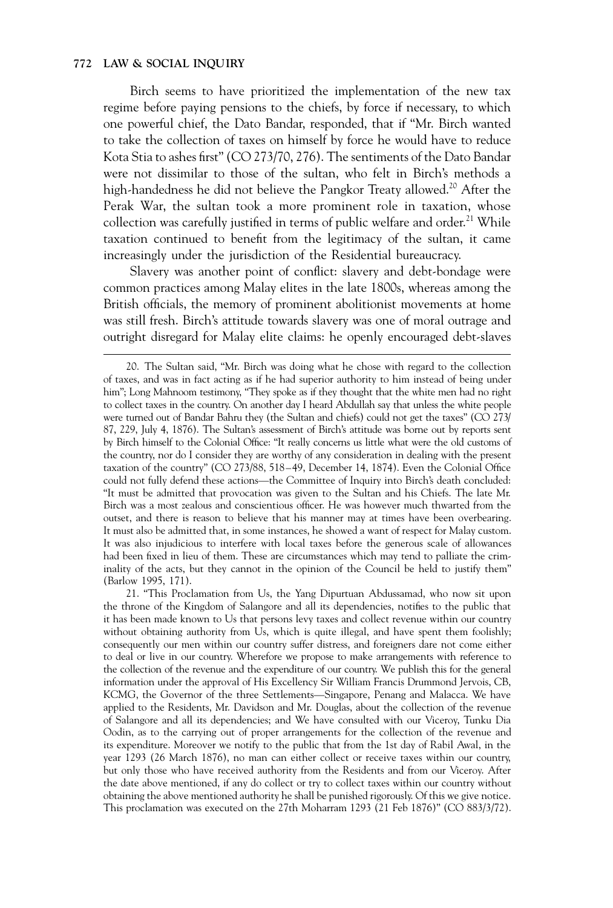Birch seems to have prioritized the implementation of the new tax regime before paying pensions to the chiefs, by force if necessary, to which one powerful chief, the Dato Bandar, responded, that if "Mr. Birch wanted to take the collection of taxes on himself by force he would have to reduce Kota Stia to ashes first" (CO 273/70, 276). The sentiments of the Dato Bandar were not dissimilar to those of the sultan, who felt in Birch's methods a high-handedness he did not believe the Pangkor Treaty allowed.[20] After the Perak War, the sultan took a more prominent role in taxation, whose collection was carefully justified in terms of public welfare and order.[21] While taxation continued to benefit from the legitimacy of the sultan, it came increasingly under the jurisdiction of the Residential bureaucracy.

Slavery was another point of conflict: slavery and debt-bondage were common practices among Malay elites in the late 1800s, whereas among the British officials, the memory of prominent abolitionist movements at home was still fresh. Birch's attitude towards slavery was one of moral outrage and outright disregard for Malay elite claims: he openly encouraged debt-slaves

---

20. The Sultan said, "Mr. Birch was doing what he chose with regard to the collection of taxes, and was in fact acting as if he had superior authority to him instead of being under him"; Long Mahnoom testimony, "They spoke as if they thought that the white men had no right to collect taxes in the country. On another day I heard Abdullah say that unless the white people were turned out of Bandar Bahru they (the Sultan and chiefs) could not get the taxes" (CO 273/87, 229, July 4, 1876). The Sultan's assessment of Birch's attitude was borne out by reports sent by Birch himself to the Colonial Office: "It really concerns us little what were the old customs of the country, nor do I consider they are worthy of any consideration in dealing with the present taxation of the country" (CO 273/88, 518–49, December 14, 1874). Even the Colonial Office could not fully defend these actions—the Committee of Inquiry into Birch's death concluded: "It must be admitted that provocation was given to the Sultan and his Chiefs. The late Mr. Birch was a most zealous and conscientious officer. He was however much thwarted from the outset, and there is reason to believe that his manner may at times have been overbearing. It must also be admitted that, in some instances, he showed a want of respect for Malay custom. It was also injudicious to interfere with local taxes before the generous scale of allowances had been fixed in lieu of them. These are circumstances which may tend to palliate the criminality of the acts, but they cannot in the opinion of the Council be held to justify them" (Barlow 1995, 171).

21. "This Proclamation from Us, the Yang Dipurtuan Abdussamad, who now sit upon the throne of the Kingdom of Salangore and all its dependencies, notifies to the public that it has been made known to Us that persons levy taxes and collect revenue within our country without obtaining authority from Us, which is quite illegal, and have spent them foolishly; consequently our men within our country suffer distress, and foreigners dare not come either to deal or live in our country. Wherefore we propose to make arrangements with reference to the collection of the revenue and the expenditure of our country. We publish this for the general information under the approval of His Excellency Sir William Francis Drummond Jervois, CB, KCMG, the Governor of the three Settlements—Singapore, Penang and Malacca. We have applied to the Residents, Mr. Davidson and Mr. Douglas, about the collection of the revenue of Salangore and all its dependencies; and We have consulted with our Viceroy, Tunku Dia Oodin, as to the carrying out of proper arrangements for the collection of the revenue and its expenditure. Moreover we notify to the public that from the 1st day of Rabil Awal, in the year 1293 (26 March 1876), no man can either collect or receive taxes within our country, but only those who have received authority from the Residents and from our Viceroy. After the date above mentioned, if any do collect or try to collect taxes within our country without obtaining the above mentioned authority he shall be punished rigorously. Of this we give notice. This proclamation was executed on the 27th Moharram 1293 (21 Feb 1876)" (CO 883/3/72).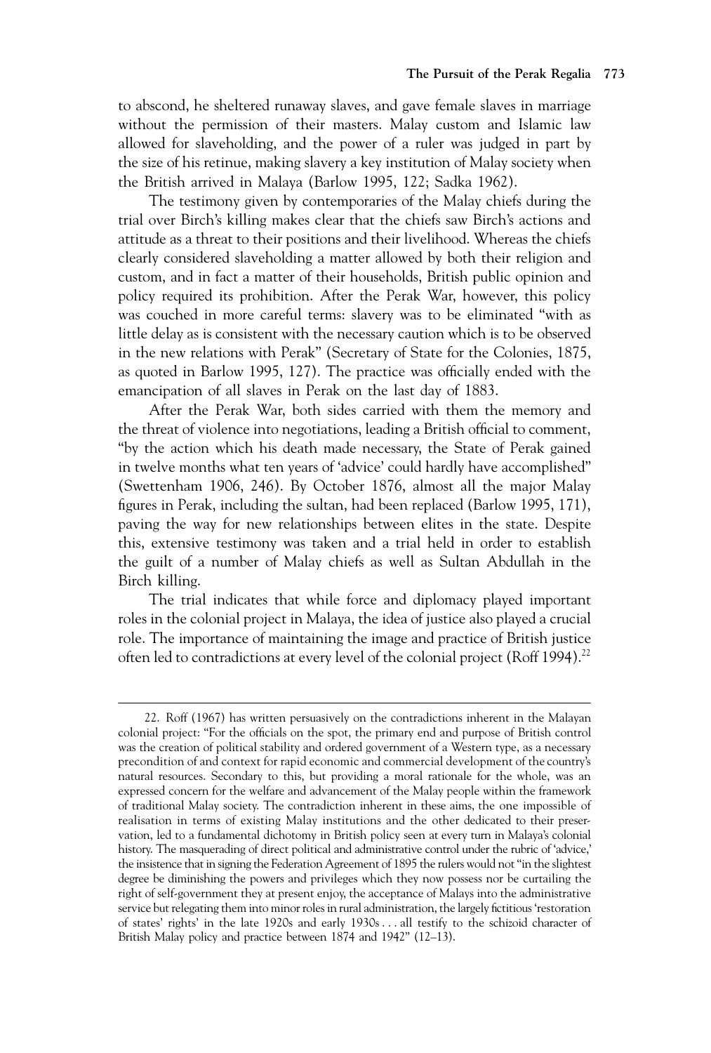to abscond, he sheltered runaway slaves, and gave female slaves in marriage without the permission of their masters. Malay custom and Islamic law allowed for slaveholding, and the power of a ruler was judged in part by the size of his retinue, making slavery a key institution of Malay society when the British arrived in Malaya (Barlow 1995, 122; Sadka 1962).

The testimony given by contemporaries of the Malay chiefs during the trial over Birch's killing makes clear that the chiefs saw Birch's actions and attitude as a threat to their positions and their livelihood. Whereas the chiefs clearly considered slaveholding a matter allowed by both their religion and custom, and in fact a matter of their households, British public opinion and policy required its prohibition. After the Perak War, however, this policy was couched in more careful terms: slavery was to be eliminated "with as little delay as is consistent with the necessary caution which is to be observed in the new relations with Perak" (Secretary of State for the Colonies, 1875, as quoted in Barlow 1995, 127). The practice was officially ended with the emancipation of all slaves in Perak on the last day of 1883.

After the Perak War, both sides carried with them the memory and the threat of violence into negotiations, leading a British official to comment, "by the action which his death made necessary, the State of Perak gained in twelve months what ten years of 'advice' could hardly have accomplished" (Swettenham 1906, 246). By October 1876, almost all the major Malay figures in Perak, including the sultan, had been replaced (Barlow 1995, 171), paving the way for new relationships between elites in the state. Despite this, extensive testimony was taken and a trial held in order to establish the guilt of a number of Malay chiefs as well as Sultan Abdullah in the Birch killing.

The trial indicates that while force and diplomacy played important roles in the colonial project in Malaya, the idea of justice also played a crucial role. The importance of maintaining the image and practice of British justice often led to contradictions at every level of the colonial project (Roff 1994).[22]

---

22. Roff (1967) has written persuasively on the contradictions inherent in the Malayan colonial project: "For the officials on the spot, the primary end and purpose of British control was the creation of political stability and ordered government of a Western type, as a necessary precondition of and context for rapid economic and commercial development of the country's natural resources. Secondary to this, but providing a moral rationale for the whole, was an expressed concern for the welfare and advancement of the Malay people within the framework of traditional Malay society. The contradiction inherent in these aims, the one impossible of realisation in terms of existing Malay institutions and the other dedicated to their preservation, led to a fundamental dichotomy in British policy seen at every turn in Malaya's colonial history. The masquerading of direct political and administrative control under the rubric of 'advice,' the insistence that in signing the Federation Agreement of 1895 the rulers would not "in the slightest degree be diminishing the powers and privileges which they now possess nor be curtailing the right of self-government they at present enjoy, the acceptance of Malays into the administrative service but relegating them into minor roles in rural administration, the largely fictitious 'restoration of states' rights' in the late 1920s and early 1930s . . . all testify to the schizoid character of British Malay policy and practice between 1874 and 1942" (12–13).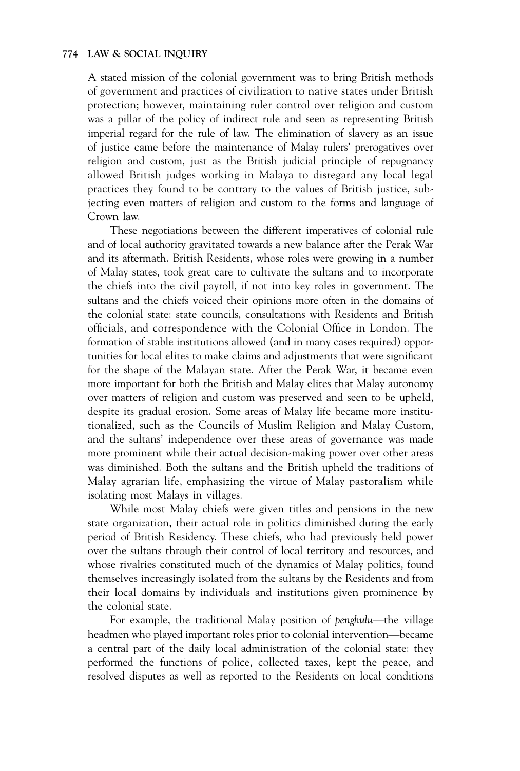A stated mission of the colonial government was to bring British methods of government and practices of civilization to native states under British protection; however, maintaining ruler control over religion and custom was a pillar of the policy of indirect rule and seen as representing British imperial regard for the rule of law. The elimination of slavery as an issue of justice came before the maintenance of Malay rulers' prerogatives over religion and custom, just as the British judicial principle of repugnancy allowed British judges working in Malaya to disregard any local legal practices they found to be contrary to the values of British justice, subjecting even matters of religion and custom to the forms and language of Crown law.

These negotiations between the different imperatives of colonial rule and of local authority gravitated towards a new balance after the Perak War and its aftermath. British Residents, whose roles were growing in a number of Malay states, took great care to cultivate the sultans and to incorporate the chiefs into the civil payroll, if not into key roles in government. The sultans and the chiefs voiced their opinions more often in the domains of the colonial state: state councils, consultations with Residents and British officials, and correspondence with the Colonial Office in London. The formation of stable institutions allowed (and in many cases required) opportunities for local elites to make claims and adjustments that were significant for the shape of the Malayan state. After the Perak War, it became even more important for both the British and Malay elites that Malay autonomy over matters of religion and custom was preserved and seen to be upheld, despite its gradual erosion. Some areas of Malay life became more institutionalized, such as the Councils of Muslim Religion and Malay Custom, and the sultans' independence over these areas of governance was made more prominent while their actual decision-making power over other areas was diminished. Both the sultans and the British upheld the traditions of Malay agrarian life, emphasizing the virtue of Malay pastoralism while isolating most Malays in villages.

While most Malay chiefs were given titles and pensions in the new state organization, their actual role in politics diminished during the early period of British Residency. These chiefs, who had previously held power over the sultans through their control of local territory and resources, and whose rivalries constituted much of the dynamics of Malay politics, found themselves increasingly isolated from the sultans by the Residents and from their local domains by individuals and institutions given prominence by the colonial state.

For example, the traditional Malay position of *penghulu*—the village headmen who played important roles prior to colonial intervention—became a central part of the daily local administration of the colonial state: they performed the functions of police, collected taxes, kept the peace, and resolved disputes as well as reported to the Residents on local conditions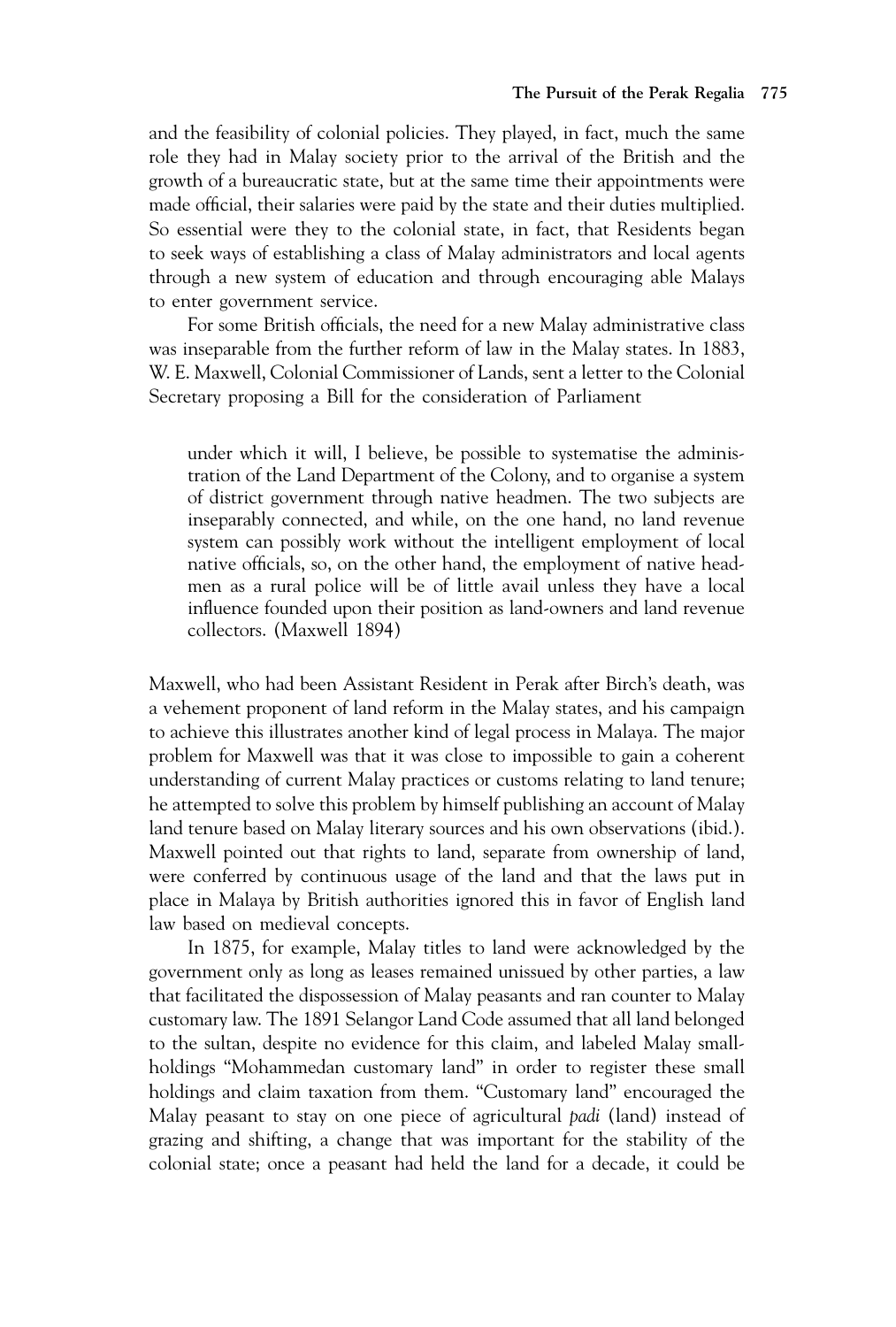and the feasibility of colonial policies. They played, in fact, much the same role they had in Malay society prior to the arrival of the British and the growth of a bureaucratic state, but at the same time their appointments were made official, their salaries were paid by the state and their duties multiplied. So essential were they to the colonial state, in fact, that Residents began to seek ways of establishing a class of Malay administrators and local agents through a new system of education and through encouraging able Malays to enter government service.

For some British officials, the need for a new Malay administrative class was inseparable from the further reform of law in the Malay states. In 1883, W. E. Maxwell, Colonial Commissioner of Lands, sent a letter to the Colonial Secretary proposing a Bill for the consideration of Parliament

> under which it will, I believe, be possible to systematise the administration of the Land Department of the Colony, and to organise a system of district government through native headmen. The two subjects are inseparably connected, and while, on the one hand, no land revenue system can possibly work without the intelligent employment of local native officials, so, on the other hand, the employment of native headmen as a rural police will be of little avail unless they have a local influence founded upon their position as land-owners and land revenue collectors. (Maxwell 1894)

Maxwell, who had been Assistant Resident in Perak after Birch's death, was a vehement proponent of land reform in the Malay states, and his campaign to achieve this illustrates another kind of legal process in Malaya. The major problem for Maxwell was that it was close to impossible to gain a coherent understanding of current Malay practices or customs relating to land tenure; he attempted to solve this problem by himself publishing an account of Malay land tenure based on Malay literary sources and his own observations (ibid.). Maxwell pointed out that rights to land, separate from ownership of land, were conferred by continuous usage of the land and that the laws put in place in Malaya by British authorities ignored this in favor of English land law based on medieval concepts.

In 1875, for example, Malay titles to land were acknowledged by the government only as long as leases remained unissued by other parties, a law that facilitated the dispossession of Malay peasants and ran counter to Malay customary law. The 1891 Selangor Land Code assumed that all land belonged to the sultan, despite no evidence for this claim, and labeled Malay smallholdings "Mohammedan customary land" in order to register these small holdings and claim taxation from them. "Customary land" encouraged the Malay peasant to stay on one piece of agricultural *padi* (land) instead of grazing and shifting, a change that was important for the stability of the colonial state; once a peasant had held the land for a decade, it could be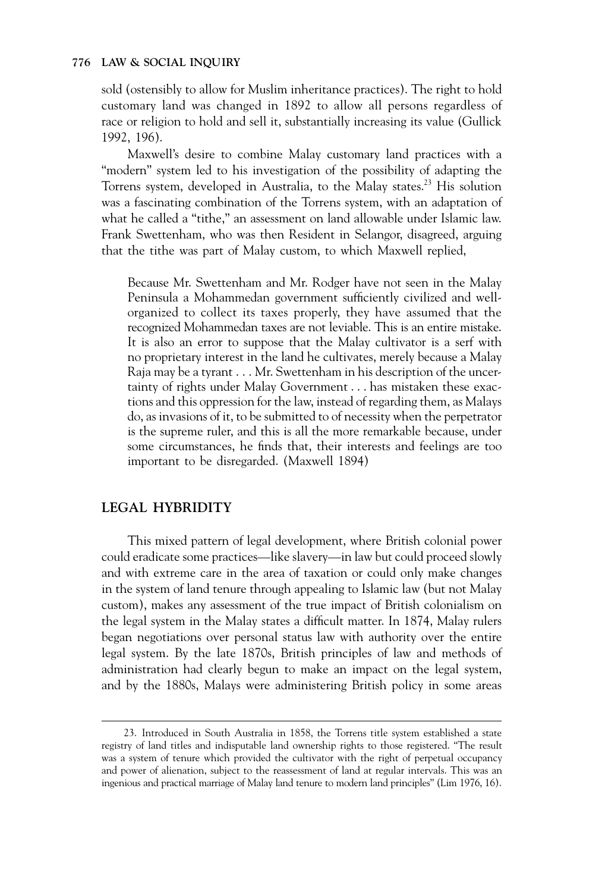sold (ostensibly to allow for Muslim inheritance practices). The right to hold customary land was changed in 1892 to allow all persons regardless of race or religion to hold and sell it, substantially increasing its value (Gullick 1992, 196).

Maxwell's desire to combine Malay customary land practices with a "modern" system led to his investigation of the possibility of adapting the Torrens system, developed in Australia, to the Malay states.[23] His solution was a fascinating combination of the Torrens system, with an adaptation of what he called a "tithe," an assessment on land allowable under Islamic law. Frank Swettenham, who was then Resident in Selangor, disagreed, arguing that the tithe was part of Malay custom, to which Maxwell replied,

> Because Mr. Swettenham and Mr. Rodger have not seen in the Malay Peninsula a Mohammedan government sufficiently civilized and well-organized to collect its taxes properly, they have assumed that the recognized Mohammedan taxes are not leviable. This is an entire mistake. It is also an error to suppose that the Malay cultivator is a serf with no proprietary interest in the land he cultivates, merely because a Malay Raja may be a tyrant . . . Mr. Swettenham in his description of the uncertainty of rights under Malay Government . . . has mistaken these exactions and this oppression for the law, instead of regarding them, as Malays do, as invasions of it, to be submitted to of necessity when the perpetrator is the supreme ruler, and this is all the more remarkable because, under some circumstances, he finds that, their interests and feelings are too important to be disregarded. (Maxwell 1894)

## LEGAL HYBRIDITY

This mixed pattern of legal development, where British colonial power could eradicate some practices—like slavery—in law but could proceed slowly and with extreme care in the area of taxation or could only make changes in the system of land tenure through appealing to Islamic law (but not Malay custom), makes any assessment of the true impact of British colonialism on the legal system in the Malay states a difficult matter. In 1874, Malay rulers began negotiations over personal status law with authority over the entire legal system. By the late 1870s, British principles of law and methods of administration had clearly begun to make an impact on the legal system, and by the 1880s, Malays were administering British policy in some areas

---

23. Introduced in South Australia in 1858, the Torrens title system established a state registry of land titles and indisputable land ownership rights to those registered. "The result was a system of tenure which provided the cultivator with the right of perpetual occupancy and power of alienation, subject to the reassessment of land at regular intervals. This was an ingenious and practical marriage of Malay land tenure to modern land principles" (Lim 1976, 16).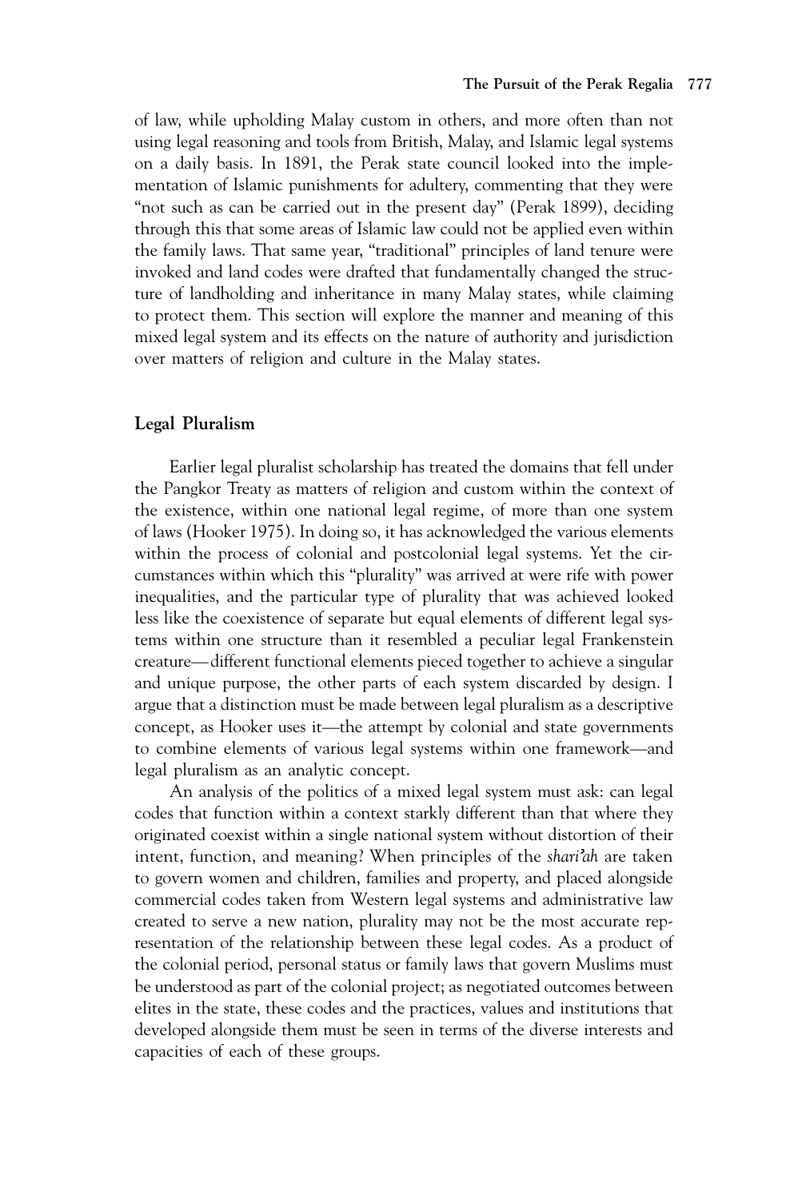of law, while upholding Malay custom in others, and more often than not using legal reasoning and tools from British, Malay, and Islamic legal systems on a daily basis. In 1891, the Perak state council looked into the implementation of Islamic punishments for adultery, commenting that they were "not such as can be carried out in the present day" (Perak 1899), deciding through this that some areas of Islamic law could not be applied even within the family laws. That same year, "traditional" principles of land tenure were invoked and land codes were drafted that fundamentally changed the structure of landholding and inheritance in many Malay states, while claiming to protect them. This section will explore the manner and meaning of this mixed legal system and its effects on the nature of authority and jurisdiction over matters of religion and culture in the Malay states.

## Legal Pluralism

Earlier legal pluralist scholarship has treated the domains that fell under the Pangkor Treaty as matters of religion and custom within the context of the existence, within one national legal regime, of more than one system of laws (Hooker 1975). In doing so, it has acknowledged the various elements within the process of colonial and postcolonial legal systems. Yet the circumstances within which this "plurality" was arrived at were rife with power inequalities, and the particular type of plurality that was achieved looked less like the coexistence of separate but equal elements of different legal systems within one structure than it resembled a peculiar legal Frankenstein creature—different functional elements pieced together to achieve a singular and unique purpose, the other parts of each system discarded by design. I argue that a distinction must be made between legal pluralism as a descriptive concept, as Hooker uses it—the attempt by colonial and state governments to combine elements of various legal systems within one framework—and legal pluralism as an analytic concept.

An analysis of the politics of a mixed legal system must ask: can legal codes that function within a context starkly different than that where they originated coexist within a single national system without distortion of their intent, function, and meaning? When principles of the *shari'ah* are taken to govern women and children, families and property, and placed alongside commercial codes taken from Western legal systems and administrative law created to serve a new nation, plurality may not be the most accurate representation of the relationship between these legal codes. As a product of the colonial period, personal status or family laws that govern Muslims must be understood as part of the colonial project; as negotiated outcomes between elites in the state, these codes and the practices, values and institutions that developed alongside them must be seen in terms of the diverse interests and capacities of each of these groups.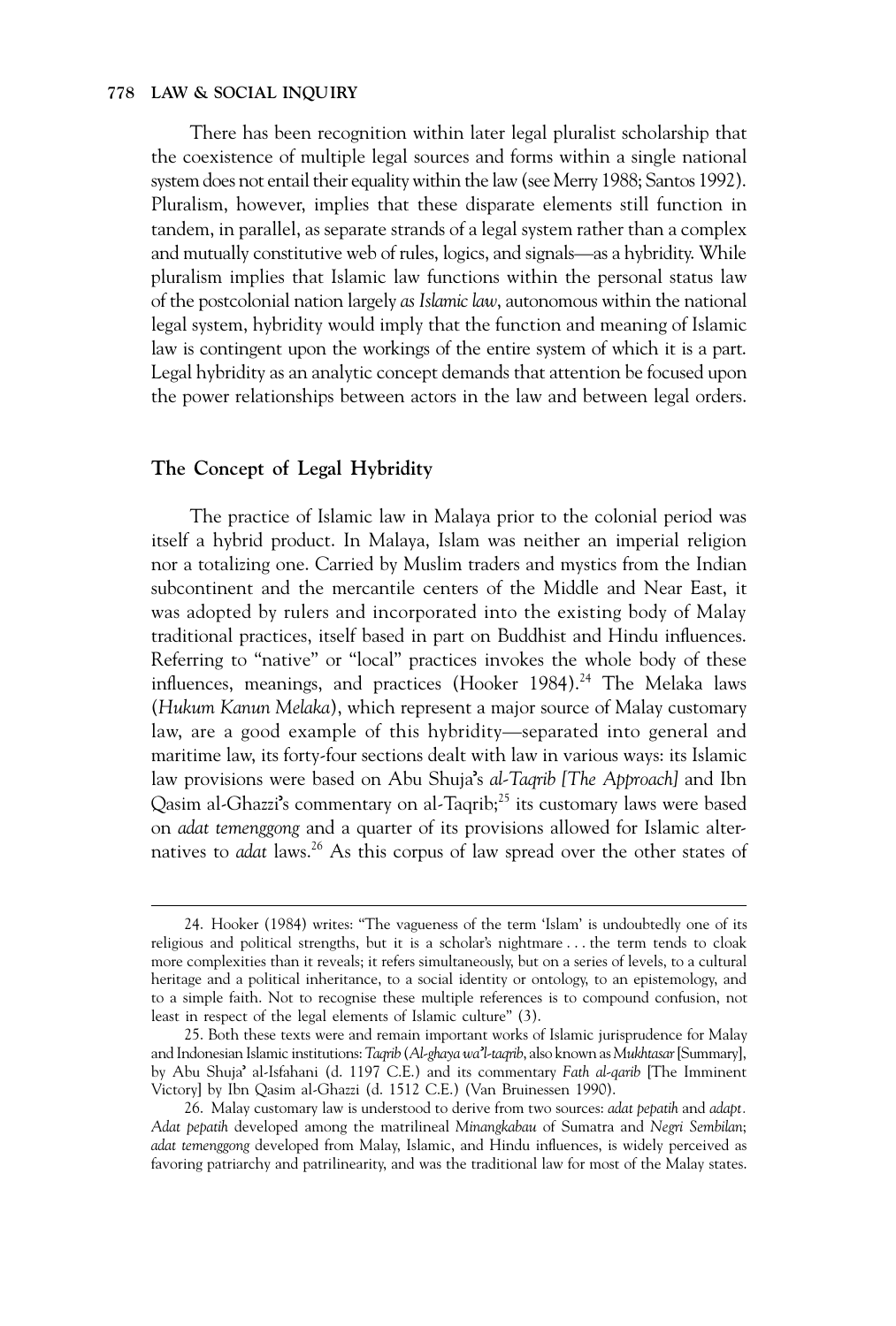There has been recognition within later legal pluralist scholarship that the coexistence of multiple legal sources and forms within a single national system does not entail their equality within the law (see Merry 1988; Santos 1992). Pluralism, however, implies that these disparate elements still function in tandem, in parallel, as separate strands of a legal system rather than a complex and mutually constitutive web of rules, logics, and signals—as a hybridity. While pluralism implies that Islamic law functions within the personal status law of the postcolonial nation largely *as Islamic law*, autonomous within the national legal system, hybridity would imply that the function and meaning of Islamic law is contingent upon the workings of the entire system of which it is a part. Legal hybridity as an analytic concept demands that attention be focused upon the power relationships between actors in the law and between legal orders.

## The Concept of Legal Hybridity

The practice of Islamic law in Malaya prior to the colonial period was itself a hybrid product. In Malaya, Islam was neither an imperial religion nor a totalizing one. Carried by Muslim traders and mystics from the Indian subcontinent and the mercantile centers of the Middle and Near East, it was adopted by rulers and incorporated into the existing body of Malay traditional practices, itself based in part on Buddhist and Hindu influences. Referring to "native" or "local" practices invokes the whole body of these influences, meanings, and practices (Hooker 1984).[24] The Melaka laws (*Hukum Kanun Melaka*), which represent a major source of Malay customary law, are a good example of this hybridity—separated into general and maritime law, its forty-four sections dealt with law in various ways: its Islamic law provisions were based on Abu Shuja's *al-Taqrib [The Approach]* and Ibn Qasim al-Ghazzi's commentary on al-Taqrib;[25] its customary laws were based on *adat temenggong* and a quarter of its provisions allowed for Islamic alternatives to *adat* laws.[26] As this corpus of law spread over the other states of

---

24. Hooker (1984) writes: "The vagueness of the term 'Islam' is undoubtedly one of its religious and political strengths, but it is a scholar's nightmare . . . the term tends to cloak more complexities than it reveals; it refers simultaneously, but on a series of levels, to a cultural heritage and a political inheritance, to a social identity or ontology, to an epistemology, and to a simple faith. Not to recognise these multiple references is to compound confusion, not least in respect of the legal elements of Islamic culture" (3).

25. Both these texts were and remain important works of Islamic jurisprudence for Malay and Indonesian Islamic institutions: *Taqrib* (*Al-ghaya wa'l-taqrib*, also known as *Mukhtasar* [Summary], by Abu Shuja' al-Isfahani (d. 1197 C.E.) and its commentary *Fath al-qarib* [The Imminent Victory] by Ibn Qasim al-Ghazzi (d. 1512 C.E.) (Van Bruinessen 1990).

26. Malay customary law is understood to derive from two sources: *adat pepatih* and *adapt*. *Adat pepatih* developed among the matrilineal *Minangkabau* of Sumatra and *Negri Sembilan*; *adat temenggong* developed from Malay, Islamic, and Hindu influences, is widely perceived as favoring patriarchy and patrilinearity, and was the traditional law for most of the Malay states.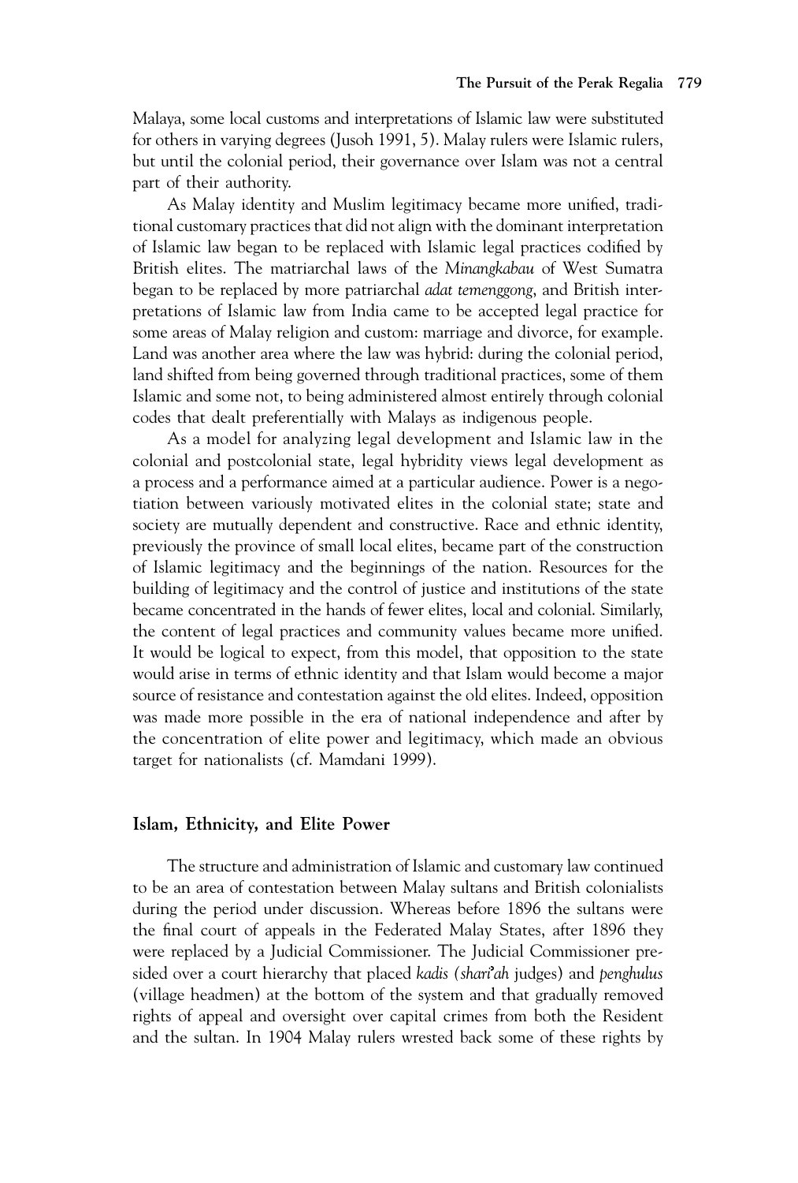Malaya, some local customs and interpretations of Islamic law were substituted for others in varying degrees (Jusoh 1991, 5). Malay rulers were Islamic rulers, but until the colonial period, their governance over Islam was not a central part of their authority.

As Malay identity and Muslim legitimacy became more unified, traditional customary practices that did not align with the dominant interpretation of Islamic law began to be replaced with Islamic legal practices codified by British elites. The matriarchal laws of the *Minangkabau* of West Sumatra began to be replaced by more patriarchal *adat temenggong*, and British interpretations of Islamic law from India came to be accepted legal practice for some areas of Malay religion and custom: marriage and divorce, for example. Land was another area where the law was hybrid: during the colonial period, land shifted from being governed through traditional practices, some of them Islamic and some not, to being administered almost entirely through colonial codes that dealt preferentially with Malays as indigenous people.

As a model for analyzing legal development and Islamic law in the colonial and postcolonial state, legal hybridity views legal development as a process and a performance aimed at a particular audience. Power is a negotiation between variously motivated elites in the colonial state; state and society are mutually dependent and constructive. Race and ethnic identity, previously the province of small local elites, became part of the construction of Islamic legitimacy and the beginnings of the nation. Resources for the building of legitimacy and the control of justice and institutions of the state became concentrated in the hands of fewer elites, local and colonial. Similarly, the content of legal practices and community values became more unified. It would be logical to expect, from this model, that opposition to the state would arise in terms of ethnic identity and that Islam would become a major source of resistance and contestation against the old elites. Indeed, opposition was made more possible in the era of national independence and after by the concentration of elite power and legitimacy, which made an obvious target for nationalists (cf. Mamdani 1999).

## Islam, Ethnicity, and Elite Power

The structure and administration of Islamic and customary law continued to be an area of contestation between Malay sultans and British colonialists during the period under discussion. Whereas before 1896 the sultans were the final court of appeals in the Federated Malay States, after 1896 they were replaced by a Judicial Commissioner. The Judicial Commissioner presided over a court hierarchy that placed *kadis (shari'ah* judges) and *penghulus* (village headmen) at the bottom of the system and that gradually removed rights of appeal and oversight over capital crimes from both the Resident and the sultan. In 1904 Malay rulers wrested back some of these rights by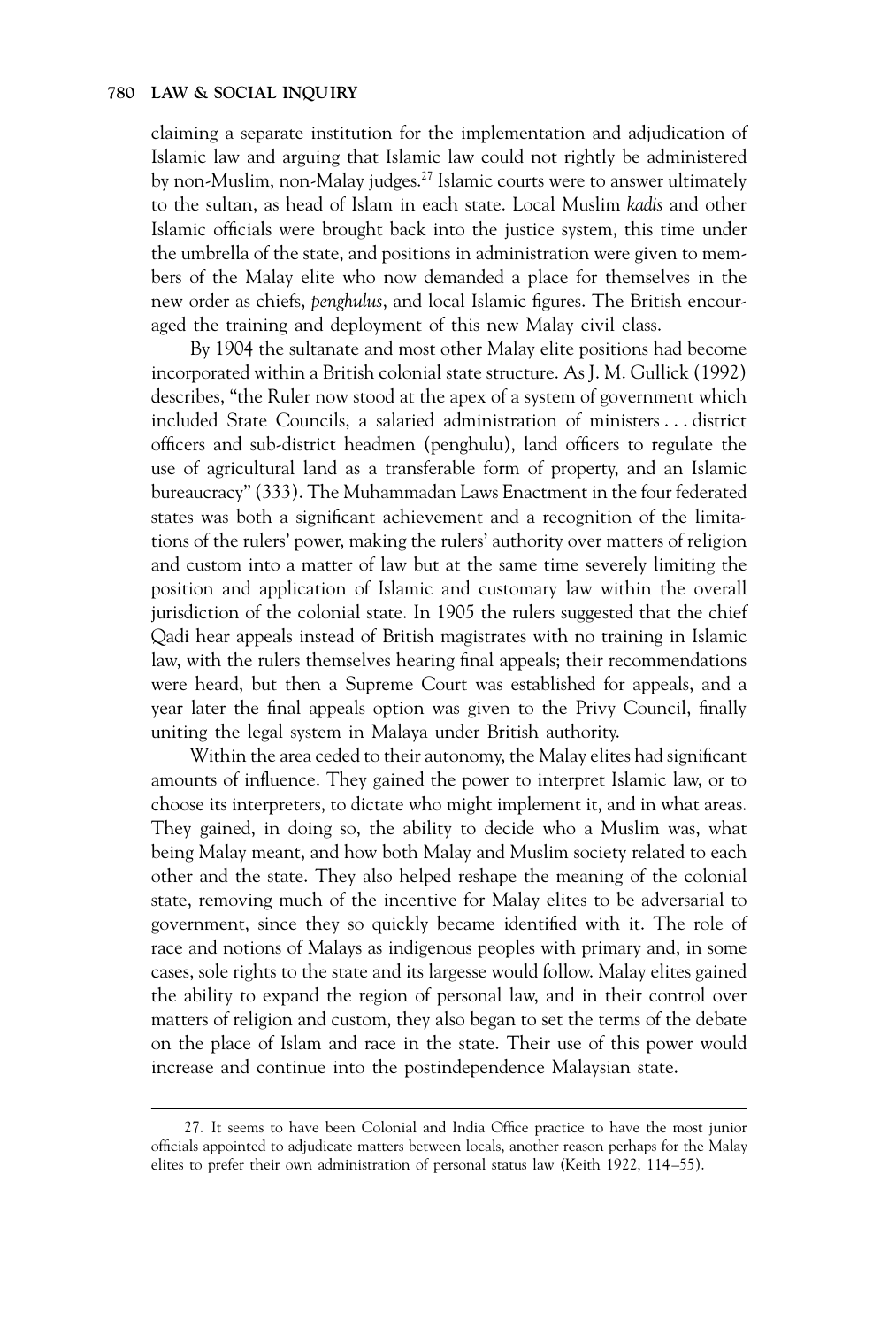claiming a separate institution for the implementation and adjudication of Islamic law and arguing that Islamic law could not rightly be administered by non-Muslim, non-Malay judges.[27] Islamic courts were to answer ultimately to the sultan, as head of Islam in each state. Local Muslim *kadis* and other Islamic officials were brought back into the justice system, this time under the umbrella of the state, and positions in administration were given to members of the Malay elite who now demanded a place for themselves in the new order as chiefs, *penghulus*, and local Islamic figures. The British encouraged the training and deployment of this new Malay civil class.

By 1904 the sultanate and most other Malay elite positions had become incorporated within a British colonial state structure. As J. M. Gullick (1992) describes, "the Ruler now stood at the apex of a system of government which included State Councils, a salaried administration of ministers . . . district officers and sub-district headmen (penghulu), land officers to regulate the use of agricultural land as a transferable form of property, and an Islamic bureaucracy" (333). The Muhammadan Laws Enactment in the four federated states was both a significant achievement and a recognition of the limitations of the rulers' power, making the rulers' authority over matters of religion and custom into a matter of law but at the same time severely limiting the position and application of Islamic and customary law within the overall jurisdiction of the colonial state. In 1905 the rulers suggested that the chief Qadi hear appeals instead of British magistrates with no training in Islamic law, with the rulers themselves hearing final appeals; their recommendations were heard, but then a Supreme Court was established for appeals, and a year later the final appeals option was given to the Privy Council, finally uniting the legal system in Malaya under British authority.

Within the area ceded to their autonomy, the Malay elites had significant amounts of influence. They gained the power to interpret Islamic law, or to choose its interpreters, to dictate who might implement it, and in what areas. They gained, in doing so, the ability to decide who a Muslim was, what being Malay meant, and how both Malay and Muslim society related to each other and the state. They also helped reshape the meaning of the colonial state, removing much of the incentive for Malay elites to be adversarial to government, since they so quickly became identified with it. The role of race and notions of Malays as indigenous peoples with primary and, in some cases, sole rights to the state and its largesse would follow. Malay elites gained the ability to expand the region of personal law, and in their control over matters of religion and custom, they also began to set the terms of the debate on the place of Islam and race in the state. Their use of this power would increase and continue into the postindependence Malaysian state.

---

27. It seems to have been Colonial and India Office practice to have the most junior officials appointed to adjudicate matters between locals, another reason perhaps for the Malay elites to prefer their own administration of personal status law (Keith 1922, 114–55).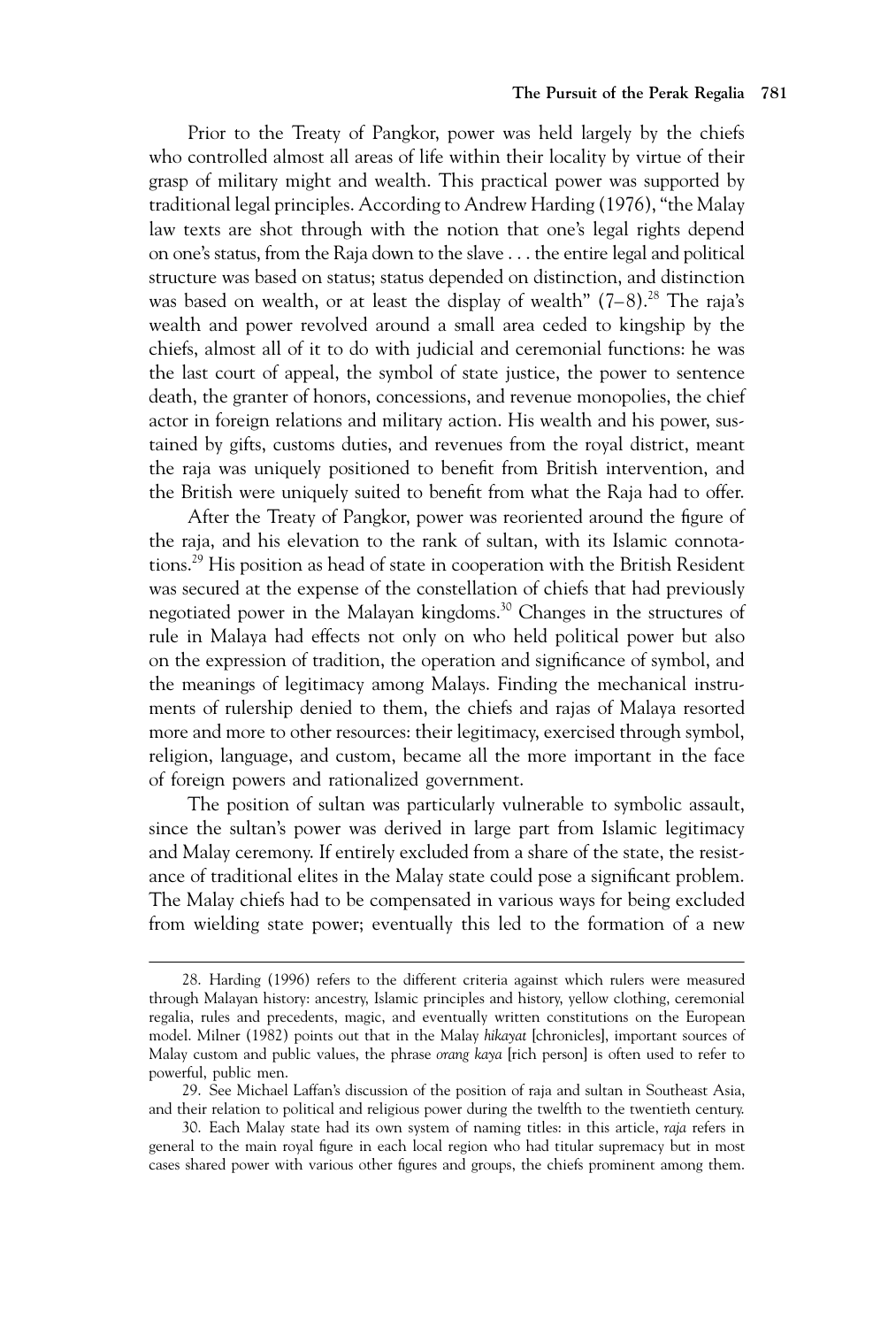Prior to the Treaty of Pangkor, power was held largely by the chiefs who controlled almost all areas of life within their locality by virtue of their grasp of military might and wealth. This practical power was supported by traditional legal principles. According to Andrew Harding (1976), "the Malay law texts are shot through with the notion that one's legal rights depend on one's status, from the Raja down to the slave . . . the entire legal and political structure was based on status; status depended on distinction, and distinction was based on wealth, or at least the display of wealth" (7–8).[28] The raja's wealth and power revolved around a small area ceded to kingship by the chiefs, almost all of it to do with judicial and ceremonial functions: he was the last court of appeal, the symbol of state justice, the power to sentence death, the granter of honors, concessions, and revenue monopolies, the chief actor in foreign relations and military action. His wealth and his power, sustained by gifts, customs duties, and revenues from the royal district, meant the raja was uniquely positioned to benefit from British intervention, and the British were uniquely suited to benefit from what the Raja had to offer.

After the Treaty of Pangkor, power was reoriented around the figure of the raja, and his elevation to the rank of sultan, with its Islamic connotations.[29] His position as head of state in cooperation with the British Resident was secured at the expense of the constellation of chiefs that had previously negotiated power in the Malayan kingdoms.[30] Changes in the structures of rule in Malaya had effects not only on who held political power but also on the expression of tradition, the operation and significance of symbol, and the meanings of legitimacy among Malays. Finding the mechanical instruments of rulership denied to them, the chiefs and rajas of Malaya resorted more and more to other resources: their legitimacy, exercised through symbol, religion, language, and custom, became all the more important in the face of foreign powers and rationalized government.

The position of sultan was particularly vulnerable to symbolic assault, since the sultan's power was derived in large part from Islamic legitimacy and Malay ceremony. If entirely excluded from a share of the state, the resistance of traditional elites in the Malay state could pose a significant problem. The Malay chiefs had to be compensated in various ways for being excluded from wielding state power; eventually this led to the formation of a new

---

28. Harding (1996) refers to the different criteria against which rulers were measured through Malayan history: ancestry, Islamic principles and history, yellow clothing, ceremonial regalia, rules and precedents, magic, and eventually written constitutions on the European model. Milner (1982) points out that in the Malay *hikayat* [chronicles], important sources of Malay custom and public values, the phrase *orang kaya* [rich person] is often used to refer to powerful, public men.

29. See Michael Laffan's discussion of the position of raja and sultan in Southeast Asia, and their relation to political and religious power during the twelfth to the twentieth century.

30. Each Malay state had its own system of naming titles: in this article, *raja* refers in general to the main royal figure in each local region who had titular supremacy but in most cases shared power with various other figures and groups, the chiefs prominent among them.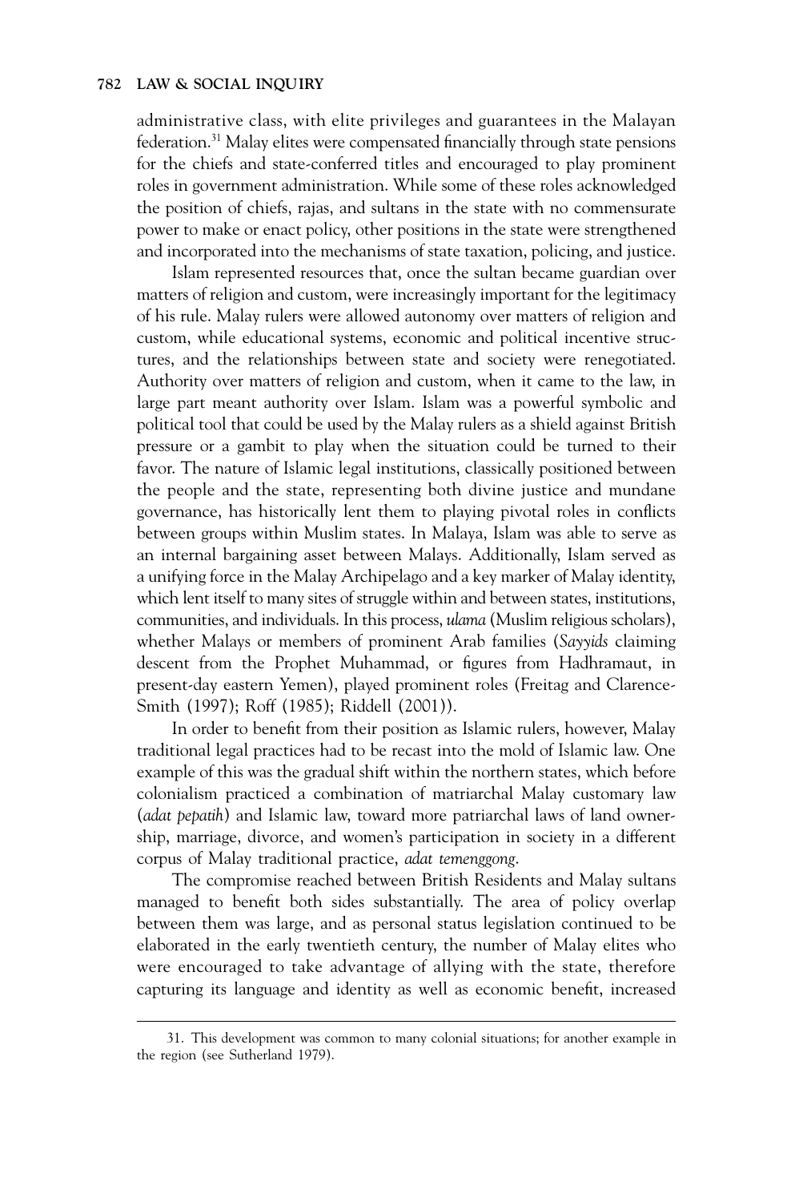administrative class, with elite privileges and guarantees in the Malayan federation.[31] Malay elites were compensated financially through state pensions for the chiefs and state-conferred titles and encouraged to play prominent roles in government administration. While some of these roles acknowledged the position of chiefs, rajas, and sultans in the state with no commensurate power to make or enact policy, other positions in the state were strengthened and incorporated into the mechanisms of state taxation, policing, and justice.

Islam represented resources that, once the sultan became guardian over matters of religion and custom, were increasingly important for the legitimacy of his rule. Malay rulers were allowed autonomy over matters of religion and custom, while educational systems, economic and political incentive structures, and the relationships between state and society were renegotiated. Authority over matters of religion and custom, when it came to the law, in large part meant authority over Islam. Islam was a powerful symbolic and political tool that could be used by the Malay rulers as a shield against British pressure or a gambit to play when the situation could be turned to their favor. The nature of Islamic legal institutions, classically positioned between the people and the state, representing both divine justice and mundane governance, has historically lent them to playing pivotal roles in conflicts between groups within Muslim states. In Malaya, Islam was able to serve as an internal bargaining asset between Malays. Additionally, Islam served as a unifying force in the Malay Archipelago and a key marker of Malay identity, which lent itself to many sites of struggle within and between states, institutions, communities, and individuals. In this process, *ulama* (Muslim religious scholars), whether Malays or members of prominent Arab families (*Sayyids* claiming descent from the Prophet Muhammad, or figures from Hadhramaut, in present-day eastern Yemen), played prominent roles (Freitag and Clarence-Smith (1997); Roff (1985); Riddell (2001)).

In order to benefit from their position as Islamic rulers, however, Malay traditional legal practices had to be recast into the mold of Islamic law. One example of this was the gradual shift within the northern states, which before colonialism practiced a combination of matriarchal Malay customary law (*adat pepatih*) and Islamic law, toward more patriarchal laws of land ownership, marriage, divorce, and women's participation in society in a different corpus of Malay traditional practice, *adat temenggong*.

The compromise reached between British Residents and Malay sultans managed to benefit both sides substantially. The area of policy overlap between them was large, and as personal status legislation continued to be elaborated in the early twentieth century, the number of Malay elites who were encouraged to take advantage of allying with the state, therefore capturing its language and identity as well as economic benefit, increased

31. This development was common to many colonial situations; for another example in the region (see Sutherland 1979).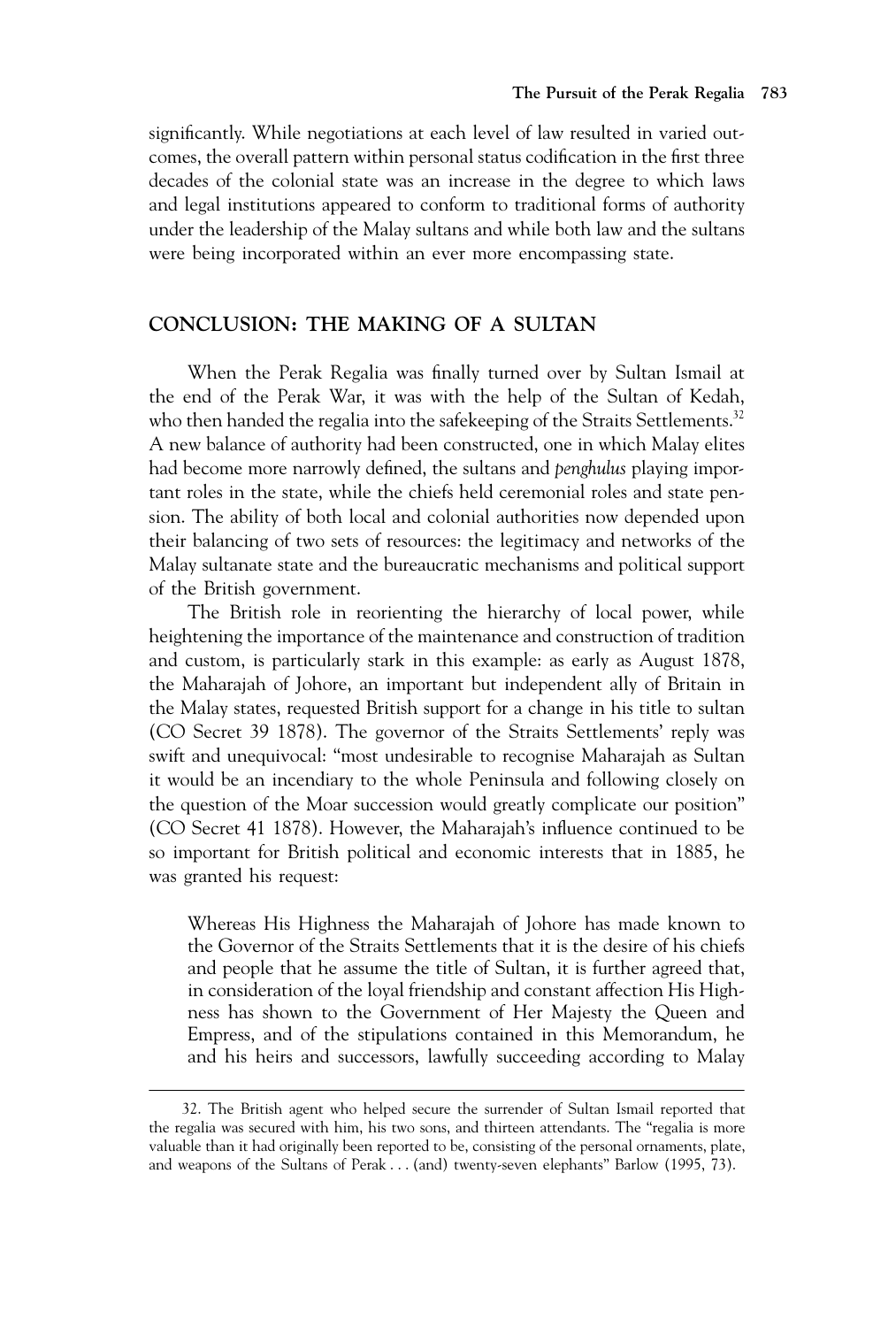significantly. While negotiations at each level of law resulted in varied outcomes, the overall pattern within personal status codification in the first three decades of the colonial state was an increase in the degree to which laws and legal institutions appeared to conform to traditional forms of authority under the leadership of the Malay sultans and while both law and the sultans were being incorporated within an ever more encompassing state.

## CONCLUSION: THE MAKING OF A SULTAN

When the Perak Regalia was finally turned over by Sultan Ismail at the end of the Perak War, it was with the help of the Sultan of Kedah, who then handed the regalia into the safekeeping of the Straits Settlements.[32] A new balance of authority had been constructed, one in which Malay elites had become more narrowly defined, the sultans and *penghulus* playing important roles in the state, while the chiefs held ceremonial roles and state pension. The ability of both local and colonial authorities now depended upon their balancing of two sets of resources: the legitimacy and networks of the Malay sultanate state and the bureaucratic mechanisms and political support of the British government.

The British role in reorienting the hierarchy of local power, while heightening the importance of the maintenance and construction of tradition and custom, is particularly stark in this example: as early as August 1878, the Maharajah of Johore, an important but independent ally of Britain in the Malay states, requested British support for a change in his title to sultan (CO Secret 39 1878). The governor of the Straits Settlements' reply was swift and unequivocal: "most undesirable to recognise Maharajah as Sultan it would be an incendiary to the whole Peninsula and following closely on the question of the Moar succession would greatly complicate our position" (CO Secret 41 1878). However, the Maharajah's influence continued to be so important for British political and economic interests that in 1885, he was granted his request:

> Whereas His Highness the Maharajah of Johore has made known to the Governor of the Straits Settlements that it is the desire of his chiefs and people that he assume the title of Sultan, it is further agreed that, in consideration of the loyal friendship and constant affection His Highness has shown to the Government of Her Majesty the Queen and Empress, and of the stipulations contained in this Memorandum, he and his heirs and successors, lawfully succeeding according to Malay

---

32. The British agent who helped secure the surrender of Sultan Ismail reported that the regalia was secured with him, his two sons, and thirteen attendants. The "regalia is more valuable than it had originally been reported to be, consisting of the personal ornaments, plate, and weapons of the Sultans of Perak . . . (and) twenty-seven elephants" Barlow (1995, 73).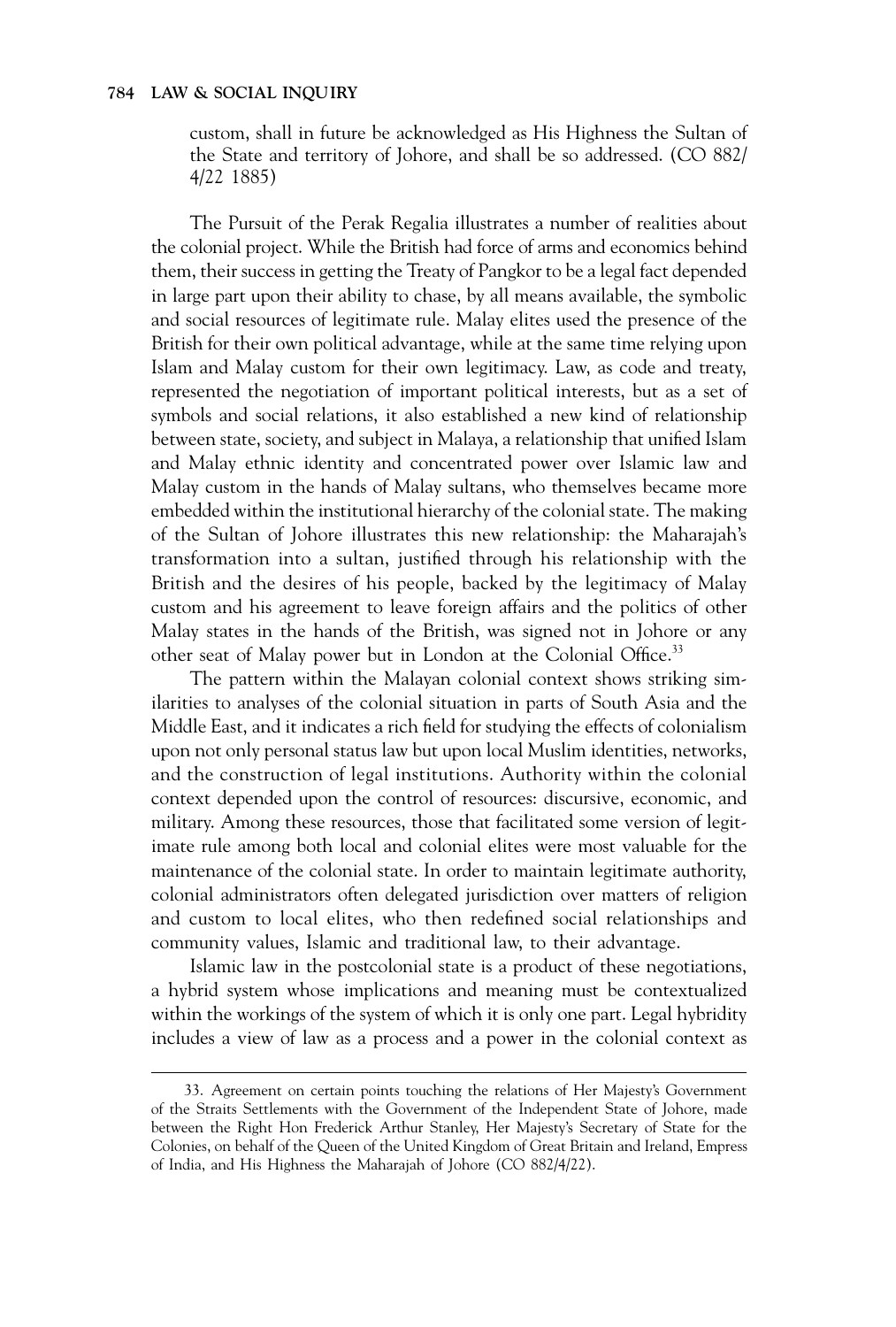custom, shall in future be acknowledged as His Highness the Sultan of the State and territory of Johore, and shall be so addressed. (CO 882/4/22 1885)

The Pursuit of the Perak Regalia illustrates a number of realities about the colonial project. While the British had force of arms and economics behind them, their success in getting the Treaty of Pangkor to be a legal fact depended in large part upon their ability to chase, by all means available, the symbolic and social resources of legitimate rule. Malay elites used the presence of the British for their own political advantage, while at the same time relying upon Islam and Malay custom for their own legitimacy. Law, as code and treaty, represented the negotiation of important political interests, but as a set of symbols and social relations, it also established a new kind of relationship between state, society, and subject in Malaya, a relationship that unified Islam and Malay ethnic identity and concentrated power over Islamic law and Malay custom in the hands of Malay sultans, who themselves became more embedded within the institutional hierarchy of the colonial state. The making of the Sultan of Johore illustrates this new relationship: the Maharajah's transformation into a sultan, justified through his relationship with the British and the desires of his people, backed by the legitimacy of Malay custom and his agreement to leave foreign affairs and the politics of other Malay states in the hands of the British, was signed not in Johore or any other seat of Malay power but in London at the Colonial Office.[33]

The pattern within the Malayan colonial context shows striking similarities to analyses of the colonial situation in parts of South Asia and the Middle East, and it indicates a rich field for studying the effects of colonialism upon not only personal status law but upon local Muslim identities, networks, and the construction of legal institutions. Authority within the colonial context depended upon the control of resources: discursive, economic, and military. Among these resources, those that facilitated some version of legitimate rule among both local and colonial elites were most valuable for the maintenance of the colonial state. In order to maintain legitimate authority, colonial administrators often delegated jurisdiction over matters of religion and custom to local elites, who then redefined social relationships and community values, Islamic and traditional law, to their advantage.

Islamic law in the postcolonial state is a product of these negotiations, a hybrid system whose implications and meaning must be contextualized within the workings of the system of which it is only one part. Legal hybridity includes a view of law as a process and a power in the colonial context as

33. Agreement on certain points touching the relations of Her Majesty's Government of the Straits Settlements with the Government of the Independent State of Johore, made between the Right Hon Frederick Arthur Stanley, Her Majesty's Secretary of State for the Colonies, on behalf of the Queen of the United Kingdom of Great Britain and Ireland, Empress of India, and His Highness the Maharajah of Johore (CO 882/4/22).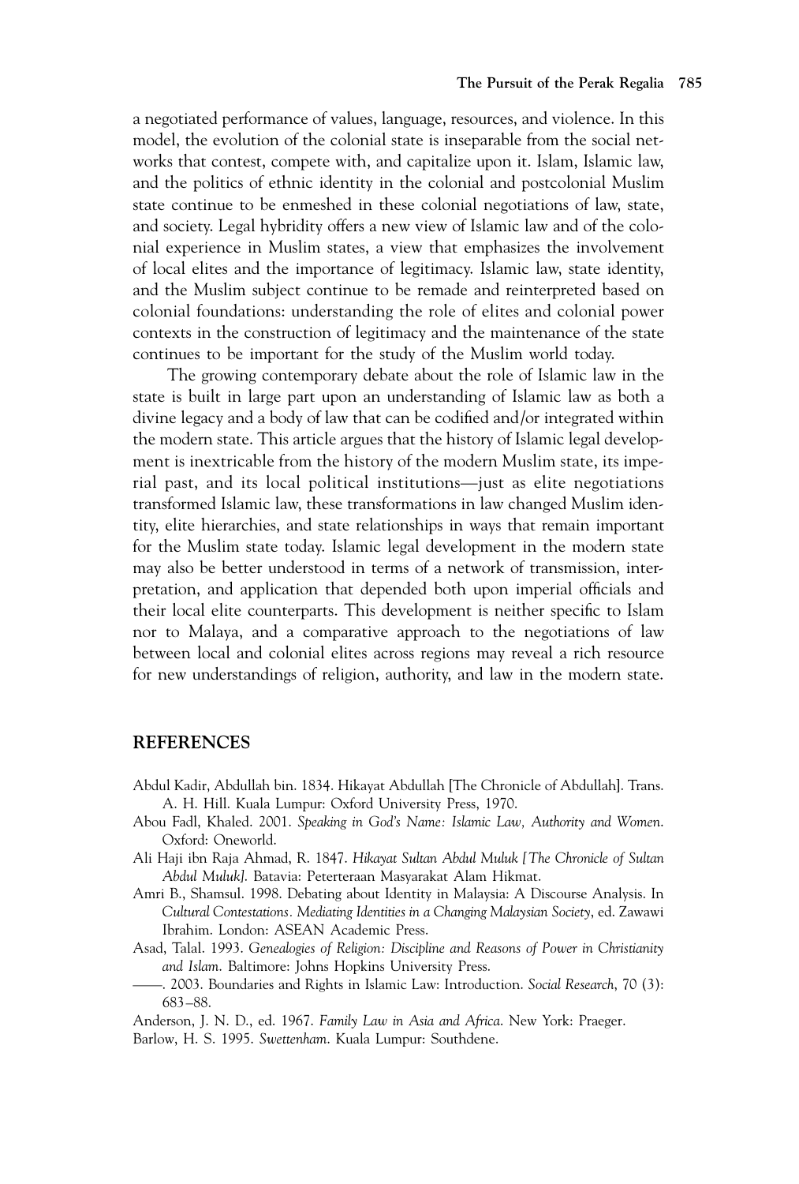a negotiated performance of values, language, resources, and violence. In this model, the evolution of the colonial state is inseparable from the social networks that contest, compete with, and capitalize upon it. Islam, Islamic law, and the politics of ethnic identity in the colonial and postcolonial Muslim state continue to be enmeshed in these colonial negotiations of law, state, and society. Legal hybridity offers a new view of Islamic law and of the colonial experience in Muslim states, a view that emphasizes the involvement of local elites and the importance of legitimacy. Islamic law, state identity, and the Muslim subject continue to be remade and reinterpreted based on colonial foundations: understanding the role of elites and colonial power contexts in the construction of legitimacy and the maintenance of the state continues to be important for the study of the Muslim world today.

The growing contemporary debate about the role of Islamic law in the state is built in large part upon an understanding of Islamic law as both a divine legacy and a body of law that can be codified and/or integrated within the modern state. This article argues that the history of Islamic legal development is inextricable from the history of the modern Muslim state, its imperial past, and its local political institutions—just as elite negotiations transformed Islamic law, these transformations in law changed Muslim identity, elite hierarchies, and state relationships in ways that remain important for the Muslim state today. Islamic legal development in the modern state may also be better understood in terms of a network of transmission, interpretation, and application that depended both upon imperial officials and their local elite counterparts. This development is neither specific to Islam nor to Malaya, and a comparative approach to the negotiations of law between local and colonial elites across regions may reveal a rich resource for new understandings of religion, authority, and law in the modern state.

## REFERENCES

Abdul Kadir, Abdullah bin. 1834. Hikayat Abdullah [The Chronicle of Abdullah]. Trans. A. H. Hill. Kuala Lumpur: Oxford University Press, 1970.

Abou Fadl, Khaled. 2001. *Speaking in God's Name: Islamic Law, Authority and Women*. Oxford: Oneworld.

Ali Haji ibn Raja Ahmad, R. 1847. *Hikayat Sultan Abdul Muluk [The Chronicle of Sultan Abdul Muluk]*. Batavia: Peterteraan Masyarakat Alam Hikmat.

Amri B., Shamsul. 1998. Debating about Identity in Malaysia: A Discourse Analysis. In *Cultural Contestations. Mediating Identities in a Changing Malaysian Society*, ed. Zawawi Ibrahim. London: ASEAN Academic Press.

Asad, Talal. 1993. *Genealogies of Religion: Discipline and Reasons of Power in Christianity and Islam*. Baltimore: Johns Hopkins University Press.

——. 2003. Boundaries and Rights in Islamic Law: Introduction. *Social Research*, 70 (3): 683–88.

Anderson, J. N. D., ed. 1967. *Family Law in Asia and Africa*. New York: Praeger.

Barlow, H. S. 1995. *Swettenham*. Kuala Lumpur: Southdene.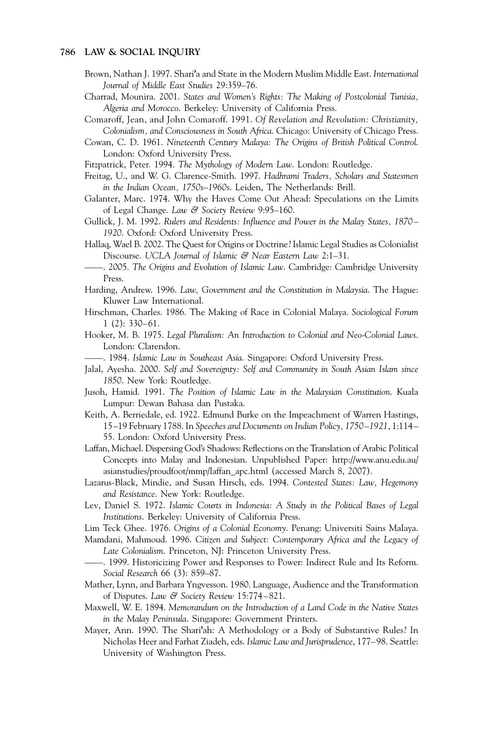Brown, Nathan J. 1997. Shari'a and State in the Modern Muslim Middle East. *International Journal of Middle East Studies* 29:359–76.

Charrad, Mounira. 2001. *States and Women's Rights: The Making of Postcolonial Tunisia, Algeria and Morocco*. Berkeley: University of California Press.

Comaroff, Jean, and John Comaroff. 1991. *Of Revelation and Revolution: Christianity, Colonialism, and Consciousness in South Africa*. Chicago: University of Chicago Press.

Cowan, C. D. 1961. *Nineteenth Century Malaya: The Origins of British Political Control*. London: Oxford University Press.

Fitzpatrick, Peter. 1994. *The Mythology of Modern Law*. London: Routledge.

Freitag, U., and W. G. Clarence-Smith. 1997. *Hadhrami Traders, Scholars and Statesmen in the Indian Ocean, 1750s–1960s*. Leiden, The Netherlands: Brill.

Galanter, Marc. 1974. Why the Haves Come Out Ahead: Speculations on the Limits of Legal Change. *Law & Society Review* 9:95–160.

Gullick, J. M. 1992. *Rulers and Residents: Influence and Power in the Malay States, 1870–1920*. Oxford: Oxford University Press.

Hallaq, Wael B. 2002. The Quest for Origins or Doctrine? Islamic Legal Studies as Colonialist Discourse. *UCLA Journal of Islamic & Near Eastern Law* 2:1–31.

——. 2005. *The Origins and Evolution of Islamic Law*. Cambridge: Cambridge University Press.

Harding, Andrew. 1996. *Law, Government and the Constitution in Malaysia*. The Hague: Kluwer Law International.

Hirschman, Charles. 1986. The Making of Race in Colonial Malaya. *Sociological Forum* 1 (2): 330–61.

Hooker, M. B. 1975. *Legal Pluralism: An Introduction to Colonial and Neo-Colonial Laws*. London: Clarendon.

——. 1984. *Islamic Law in Southeast Asia*. Singapore: Oxford University Press.

Jalal, Ayesha. 2000. *Self and Sovereignty: Self and Community in South Asian Islam since 1850*. New York: Routledge.

Jusoh, Hamid. 1991. *The Position of Islamic Law in the Malaysian Constitution*. Kuala Lumpur: Dewan Bahasa dan Pustaka.

Keith, A. Berriedale, ed. 1922. Edmund Burke on the Impeachment of Warren Hastings, 15–19 February 1788. In *Speeches and Documents on Indian Policy, 1750–1921*, 1:114–55. London: Oxford University Press.

Laffan, Michael. Dispersing God's Shadows: Reflections on the Translation of Arabic Political Concepts into Malay and Indonesian. Unpublished Paper: http://www.anu.edu.au/asianstudies/proudfoot/mmp/laffan_apc.html (accessed March 8, 2007).

Lazarus-Black, Mindie, and Susan Hirsch, eds. 1994. *Contested States: Law, Hegemony and Resistance*. New York: Routledge.

Lev, Daniel S. 1972. *Islamic Courts in Indonesia: A Study in the Political Bases of Legal Institutions*. Berkeley: University of California Press.

Lim Teck Ghee. 1976. *Origins of a Colonial Economy*. Penang: Universiti Sains Malaya.

Mamdani, Mahmoud. 1996. *Citizen and Subject: Contemporary Africa and the Legacy of Late Colonialism*. Princeton, NJ: Princeton University Press.

——. 1999. Historicizing Power and Responses to Power: Indirect Rule and Its Reform. *Social Research* 66 (3): 859–87.

Mather, Lynn, and Barbara Yngvesson. 1980. Language, Audience and the Transformation of Disputes. *Law & Society Review* 15:774–821.

Maxwell, W. E. 1894. *Memorandum on the Introduction of a Land Code in the Native States in the Malay Peninsula*. Singapore: Government Printers.

Mayer, Ann. 1990. The Shari'ah: A Methodology or a Body of Substantive Rules? In Nicholas Heer and Farhat Ziadeh, eds. *Islamic Law and Jurisprudence*, 177–98. Seattle: University of Washington Press.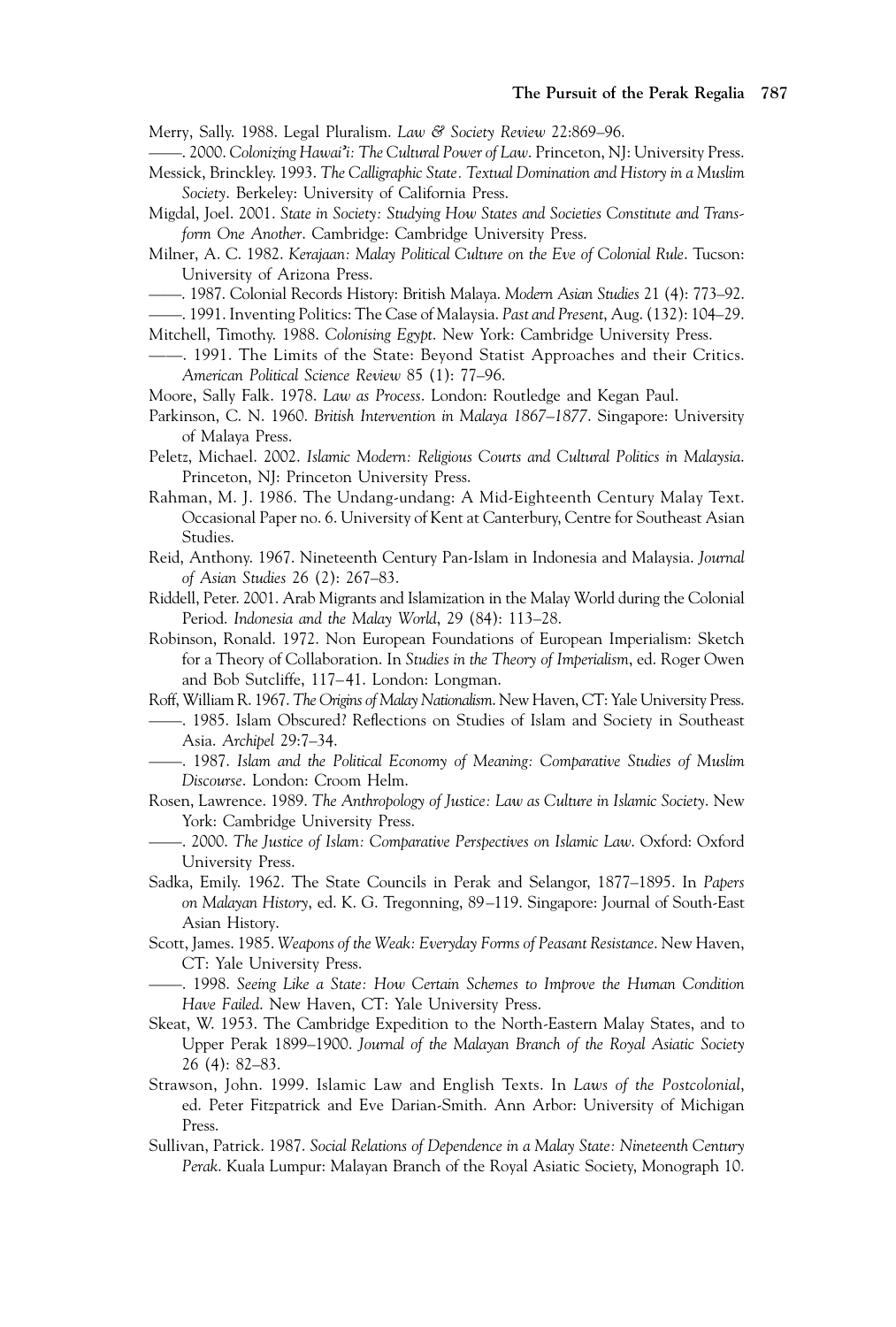Merry, Sally. 1988. Legal Pluralism. *Law & Society Review* 22:869–96.

——. 2000. *Colonizing Hawai'i: The Cultural Power of Law*. Princeton, NJ: University Press.

Messick, Brinckley. 1993. *The Calligraphic State. Textual Domination and History in a Muslim Society*. Berkeley: University of California Press.

Migdal, Joel. 2001. *State in Society: Studying How States and Societies Constitute and Transform One Another*. Cambridge: Cambridge University Press.

Milner, A. C. 1982. *Kerajaan: Malay Political Culture on the Eve of Colonial Rule*. Tucson: University of Arizona Press.

——. 1987. Colonial Records History: British Malaya. *Modern Asian Studies* 21 (4): 773–92.

——. 1991. Inventing Politics: The Case of Malaysia. *Past and Present*, Aug. (132): 104–29.

Mitchell, Timothy. 1988. *Colonising Egypt*. New York: Cambridge University Press.

——. 1991. The Limits of the State: Beyond Statist Approaches and their Critics. *American Political Science Review* 85 (1): 77–96.

Moore, Sally Falk. 1978. *Law as Process*. London: Routledge and Kegan Paul.

Parkinson, C. N. 1960. *British Intervention in Malaya 1867–1877*. Singapore: University of Malaya Press.

Peletz, Michael. 2002. *Islamic Modern: Religious Courts and Cultural Politics in Malaysia*. Princeton, NJ: Princeton University Press.

Rahman, M. J. 1986. The Undang-undang: A Mid-Eighteenth Century Malay Text. Occasional Paper no. 6. University of Kent at Canterbury, Centre for Southeast Asian Studies.

Reid, Anthony. 1967. Nineteenth Century Pan-Islam in Indonesia and Malaysia. *Journal of Asian Studies* 26 (2): 267–83.

Riddell, Peter. 2001. Arab Migrants and Islamization in the Malay World during the Colonial Period. *Indonesia and the Malay World*, 29 (84): 113–28.

Robinson, Ronald. 1972. Non European Foundations of European Imperialism: Sketch for a Theory of Collaboration. In *Studies in the Theory of Imperialism*, ed. Roger Owen and Bob Sutcliffe, 117–41. London: Longman.

Roff, William R. 1967. *The Origins of Malay Nationalism*. New Haven, CT: Yale University Press.

——. 1985. Islam Obscured? Reflections on Studies of Islam and Society in Southeast Asia. *Archipel* 29:7–34.

——. 1987. *Islam and the Political Economy of Meaning: Comparative Studies of Muslim Discourse*. London: Croom Helm.

Rosen, Lawrence. 1989. *The Anthropology of Justice: Law as Culture in Islamic Society*. New York: Cambridge University Press.

——. 2000. *The Justice of Islam: Comparative Perspectives on Islamic Law*. Oxford: Oxford University Press.

Sadka, Emily. 1962. The State Councils in Perak and Selangor, 1877–1895. In *Papers on Malayan History*, ed. K. G. Tregonning, 89–119. Singapore: Journal of South-East Asian History.

Scott, James. 1985. *Weapons of the Weak: Everyday Forms of Peasant Resistance*. New Haven, CT: Yale University Press.

——. 1998. *Seeing Like a State: How Certain Schemes to Improve the Human Condition Have Failed*. New Haven, CT: Yale University Press.

Skeat, W. 1953. The Cambridge Expedition to the North-Eastern Malay States, and to Upper Perak 1899–1900. *Journal of the Malayan Branch of the Royal Asiatic Society* 26 (4): 82–83.

Strawson, John. 1999. Islamic Law and English Texts. In *Laws of the Postcolonial*, ed. Peter Fitzpatrick and Eve Darian-Smith. Ann Arbor: University of Michigan Press.

Sullivan, Patrick. 1987. *Social Relations of Dependence in a Malay State: Nineteenth Century Perak*. Kuala Lumpur: Malayan Branch of the Royal Asiatic Society, Monograph 10.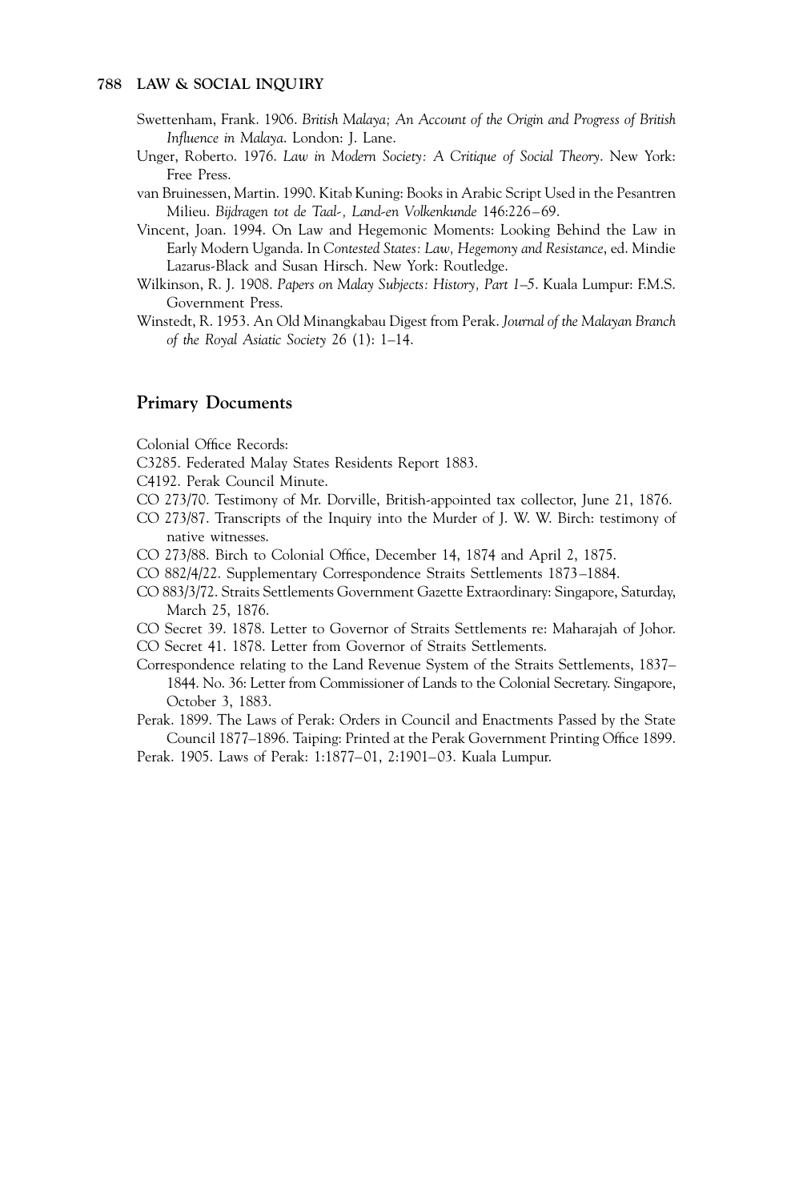Swettenham, Frank. 1906. *British Malaya; An Account of the Origin and Progress of British Influence in Malaya.* London: J. Lane.

Unger, Roberto. 1976. *Law in Modern Society: A Critique of Social Theory*. New York: Free Press.

van Bruinessen, Martin. 1990. Kitab Kuning: Books in Arabic Script Used in the Pesantren Milieu. *Bijdragen tot de Taal-, Land-en Volkenkunde* 146:226–69.

Vincent, Joan. 1994. On Law and Hegemonic Moments: Looking Behind the Law in Early Modern Uganda. In *Contested States: Law, Hegemony and Resistance*, ed. Mindie Lazarus-Black and Susan Hirsch. New York: Routledge.

Wilkinson, R. J. 1908. *Papers on Malay Subjects: History, Part 1–5*. Kuala Lumpur: F.M.S. Government Press.

Winstedt, R. 1953. An Old Minangkabau Digest from Perak. *Journal of the Malayan Branch of the Royal Asiatic Society* 26 (1): 1–14.

## Primary Documents

Colonial Office Records:

C3285. Federated Malay States Residents Report 1883.

C4192. Perak Council Minute.

CO 273/70. Testimony of Mr. Dorville, British-appointed tax collector, June 21, 1876.

CO 273/87. Transcripts of the Inquiry into the Murder of J. W. W. Birch: testimony of native witnesses.

CO 273/88. Birch to Colonial Office, December 14, 1874 and April 2, 1875.

CO 882/4/22. Supplementary Correspondence Straits Settlements 1873–1884.

CO 883/3/72. Straits Settlements Government Gazette Extraordinary: Singapore, Saturday, March 25, 1876.

CO Secret 39. 1878. Letter to Governor of Straits Settlements re: Maharajah of Johor.

CO Secret 41. 1878. Letter from Governor of Straits Settlements.

Correspondence relating to the Land Revenue System of the Straits Settlements, 1837–1844. No. 36: Letter from Commissioner of Lands to the Colonial Secretary. Singapore, October 3, 1883.

Perak. 1899. The Laws of Perak: Orders in Council and Enactments Passed by the State Council 1877–1896. Taiping: Printed at the Perak Government Printing Office 1899.

Perak. 1905. Laws of Perak: 1:1877–01, 2:1901–03. Kuala Lumpur.